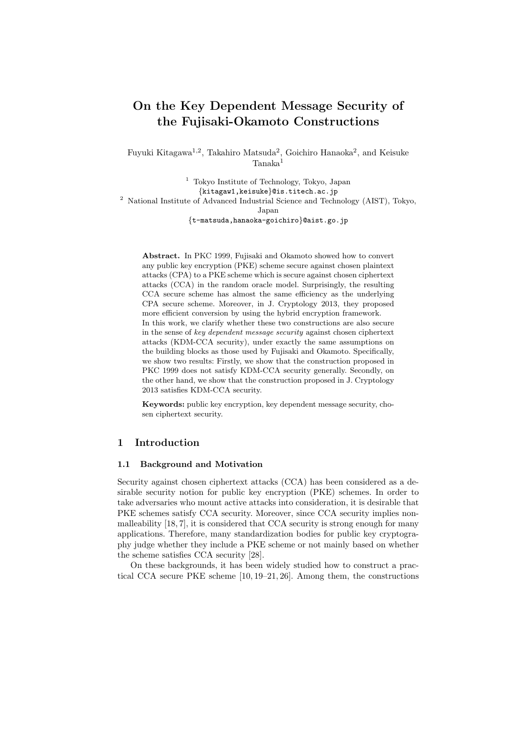# On the Key Dependent Message Security of the Fujisaki-Okamoto Constructions

Fuyuki Kitagawa[1,2], Takahiro Matsuda[2], Goichiro Hanaoka[2], and Keisuke Tanaka[1]

[1] Tokyo Institute of Technology, Tokyo, Japan
{kitagaw1,keisuke}@is.titech.ac.jp

[2] National Institute of Advanced Industrial Science and Technology (AIST), Tokyo, Japan
{t-matsuda,hanaoka-goichiro}@aist.go.jp

**Abstract.** In PKC 1999, Fujisaki and Okamoto showed how to convert any public key encryption (PKE) scheme secure against chosen plaintext attacks (CPA) to a PKE scheme which is secure against chosen ciphertext attacks (CCA) in the random oracle model. Surprisingly, the resulting CCA secure scheme has almost the same efficiency as the underlying CPA secure scheme. Moreover, in J. Cryptology 2013, they proposed more efficient conversion by using the hybrid encryption framework.
In this work, we clarify whether these two constructions are also secure in the sense of *key dependent message security* against chosen ciphertext attacks (KDM-CCA security), under exactly the same assumptions on the building blocks as those used by Fujisaki and Okamoto. Specifically, we show two results: Firstly, we show that the construction proposed in PKC 1999 does not satisfy KDM-CCA security generally. Secondly, on the other hand, we show that the construction proposed in J. Cryptology 2013 satisfies KDM-CCA security.

**Keywords:** public key encryption, key dependent message security, chosen ciphertext security.

## 1 Introduction

### 1.1 Background and Motivation

Security against chosen ciphertext attacks (CCA) has been considered as a desirable security notion for public key encryption (PKE) schemes. In order to take adversaries who mount active attacks into consideration, it is desirable that PKE schemes satisfy CCA security. Moreover, since CCA security implies non-malleability [18, 7], it is considered that CCA security is strong enough for many applications. Therefore, many standardization bodies for public key cryptography judge whether they include a PKE scheme or not mainly based on whether the scheme satisfies CCA security [28].

On these backgrounds, it has been widely studied how to construct a practical CCA secure PKE scheme [10, 19–21, 26]. Among them, the constructions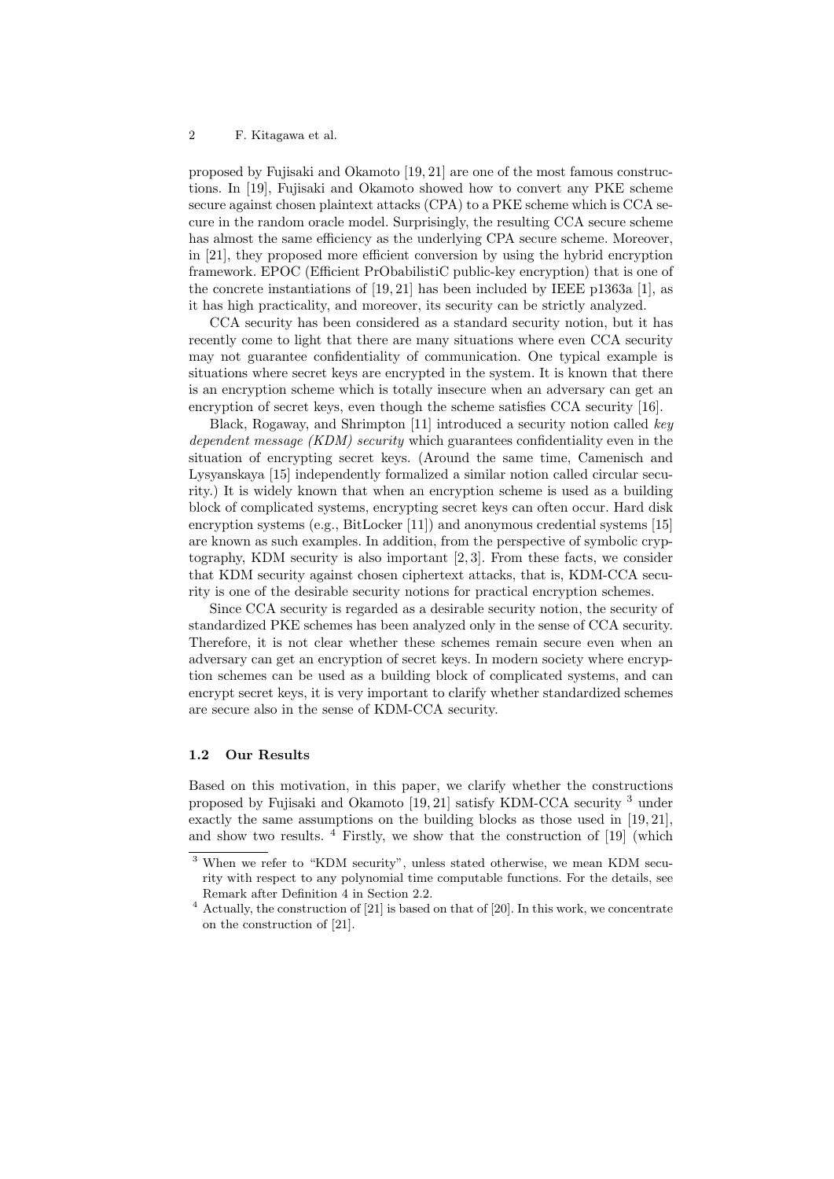proposed by Fujisaki and Okamoto [19, 21] are one of the most famous constructions. In [19], Fujisaki and Okamoto showed how to convert any PKE scheme secure against chosen plaintext attacks (CPA) to a PKE scheme which is CCA secure in the random oracle model. Surprisingly, the resulting CCA secure scheme has almost the same efficiency as the underlying CPA secure scheme. Moreover, in [21], they proposed more efficient conversion by using the hybrid encryption framework. EPOC (Efficient PrObabilistiC public-key encryption) that is one of the concrete instantiations of [19, 21] has been included by IEEE p1363a [1], as it has high practicality, and moreover, its security can be strictly analyzed.

CCA security has been considered as a standard security notion, but it has recently come to light that there are many situations where even CCA security may not guarantee confidentiality of communication. One typical example is situations where secret keys are encrypted in the system. It is known that there is an encryption scheme which is totally insecure when an adversary can get an encryption of secret keys, even though the scheme satisfies CCA security [16].

Black, Rogaway, and Shrimpton [11] introduced a security notion called *key dependent message (KDM) security* which guarantees confidentiality even in the situation of encrypting secret keys. (Around the same time, Camenisch and Lysyanskaya [15] independently formalized a similar notion called circular security.) It is widely known that when an encryption scheme is used as a building block of complicated systems, encrypting secret keys can often occur. Hard disk encryption systems (e.g., BitLocker [11]) and anonymous credential systems [15] are known as such examples. In addition, from the perspective of symbolic cryptography, KDM security is also important [2, 3]. From these facts, we consider that KDM security against chosen ciphertext attacks, that is, KDM-CCA security is one of the desirable security notions for practical encryption schemes.

Since CCA security is regarded as a desirable security notion, the security of standardized PKE schemes has been analyzed only in the sense of CCA security. Therefore, it is not clear whether these schemes remain secure even when an adversary can get an encryption of secret keys. In modern society where encryption schemes can be used as a building block of complicated systems, and can encrypt secret keys, it is very important to clarify whether standardized schemes are secure also in the sense of KDM-CCA security.

### 1.2 Our Results

Based on this motivation, in this paper, we clarify whether the constructions proposed by Fujisaki and Okamoto [19, 21] satisfy KDM-CCA security [3] under exactly the same assumptions on the building blocks as those used in [19, 21], and show two results. [4] Firstly, we show that the construction of [19] (which

[3] When we refer to "KDM security", unless stated otherwise, we mean KDM security with respect to any polynomial time computable functions. For the details, see Remark after Definition 4 in Section 2.2.

[4] Actually, the construction of [21] is based on that of [20]. In this work, we concentrate on the construction of [21].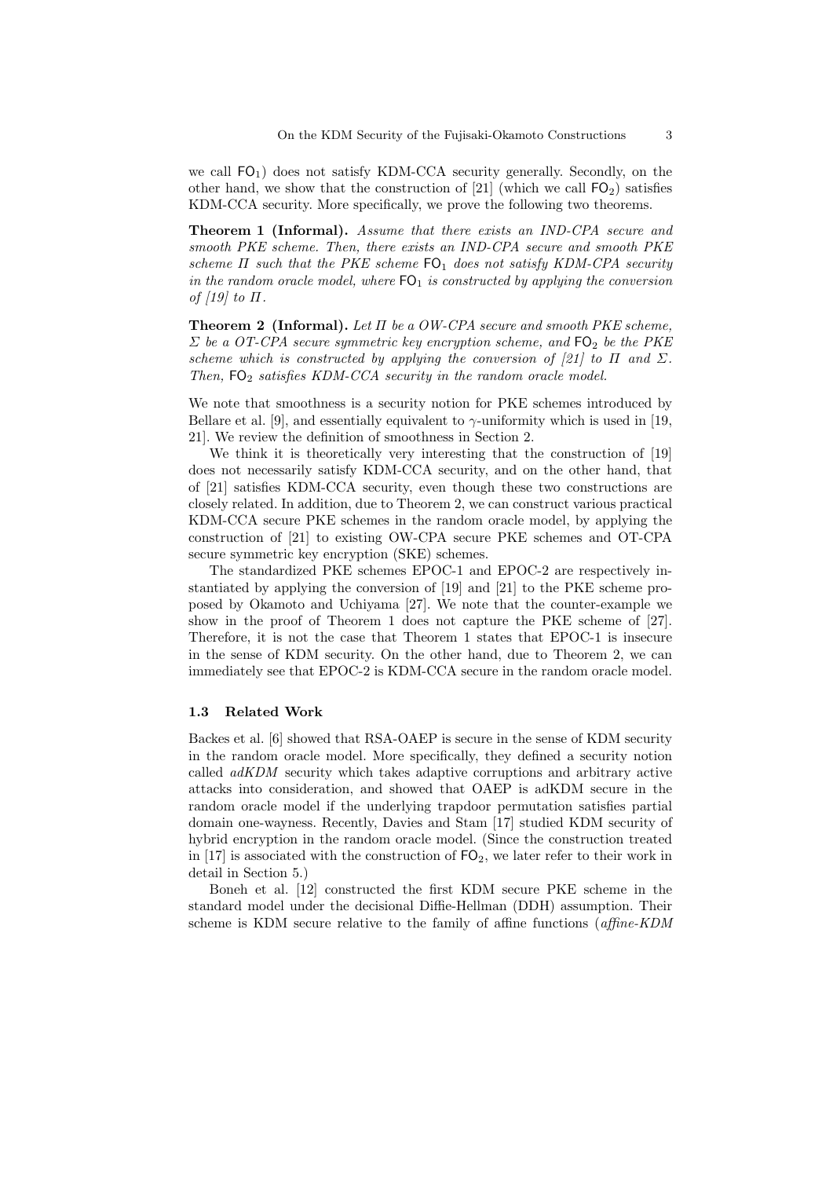we call $\mathsf{FO}_1$) does not satisfy KDM-CCA security generally. Secondly, on the other hand, we show that the construction of [21] (which we call $\mathsf{FO}_2$) satisfies KDM-CCA security. More specifically, we prove the following two theorems.

**Theorem 1 (Informal).** *Assume that there exists an IND-CPA secure and smooth PKE scheme. Then, there exists an IND-CPA secure and smooth PKE scheme $\Pi$ such that the PKE scheme $\mathsf{FO}_1$ does not satisfy KDM-CPA security in the random oracle model, where $\mathsf{FO}_1$ is constructed by applying the conversion of [19] to $\Pi$.*

**Theorem 2 (Informal).** *Let $\Pi$ be a OW-CPA secure and smooth PKE scheme, $\Sigma$ be a OT-CPA secure symmetric key encryption scheme, and $\mathsf{FO}_2$ be the PKE scheme which is constructed by applying the conversion of [21] to $\Pi$ and $\Sigma$. Then, $\mathsf{FO}_2$ satisfies KDM-CCA security in the random oracle model.*

We note that smoothness is a security notion for PKE schemes introduced by Bellare et al. [9], and essentially equivalent to $\gamma$-uniformity which is used in [19, 21]. We review the definition of smoothness in Section 2.

We think it is theoretically very interesting that the construction of [19] does not necessarily satisfy KDM-CCA security, and on the other hand, that of [21] satisfies KDM-CCA security, even though these two constructions are closely related. In addition, due to Theorem 2, we can construct various practical KDM-CCA secure PKE schemes in the random oracle model, by applying the construction of [21] to existing OW-CPA secure PKE schemes and OT-CPA secure symmetric key encryption (SKE) schemes.

The standardized PKE schemes EPOC-1 and EPOC-2 are respectively instantiated by applying the conversion of [19] and [21] to the PKE scheme proposed by Okamoto and Uchiyama [27]. We note that the counter-example we show in the proof of Theorem 1 does not capture the PKE scheme of [27]. Therefore, it is not the case that Theorem 1 states that EPOC-1 is insecure in the sense of KDM security. On the other hand, due to Theorem 2, we can immediately see that EPOC-2 is KDM-CCA secure in the random oracle model.

### 1.3 Related Work

Backes et al. [6] showed that RSA-OAEP is secure in the sense of KDM security in the random oracle model. More specifically, they defined a security notion called *adKDM* security which takes adaptive corruptions and arbitrary active attacks into consideration, and showed that OAEP is adKDM secure in the random oracle model if the underlying trapdoor permutation satisfies partial domain one-wayness. Recently, Davies and Stam [17] studied KDM security of hybrid encryption in the random oracle model. (Since the construction treated in [17] is associated with the construction of $\mathsf{FO}_2$, we later refer to their work in detail in Section 5.)

Boneh et al. [12] constructed the first KDM secure PKE scheme in the standard model under the decisional Diffie-Hellman (DDH) assumption. Their scheme is KDM secure relative to the family of affine functions (*affine-KDM*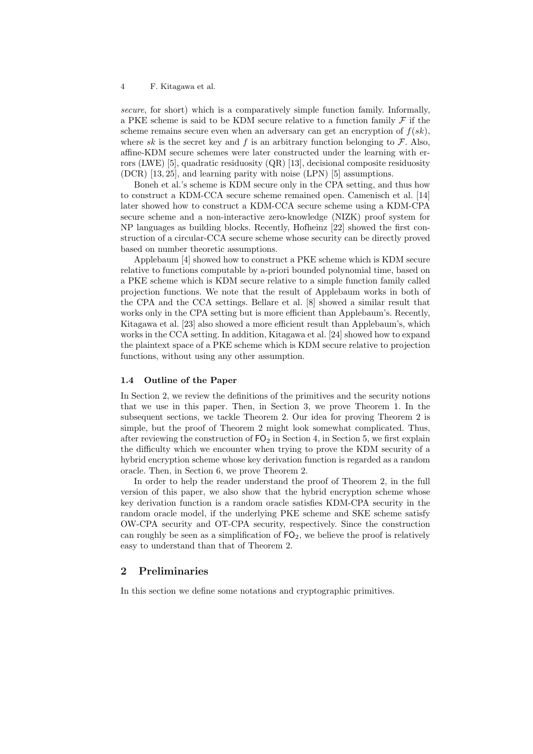*secure*, for short) which is a comparatively simple function family. Informally, a PKE scheme is said to be KDM secure relative to a function family $\mathcal{F}$ if the scheme remains secure even when an adversary can get an encryption of $f(sk)$, where $sk$ is the secret key and $f$ is an arbitrary function belonging to $\mathcal{F}$. Also, affine-KDM secure schemes were later constructed under the learning with errors (LWE) [5], quadratic residuosity (QR) [13], decisional composite residuosity (DCR) [13, 25], and learning parity with noise (LPN) [5] assumptions.

Boneh et al.'s scheme is KDM secure only in the CPA setting, and thus how to construct a KDM-CCA secure scheme remained open. Camenisch et al. [14] later showed how to construct a KDM-CCA secure scheme using a KDM-CPA secure scheme and a non-interactive zero-knowledge (NIZK) proof system for NP languages as building blocks. Recently, Hofheinz [22] showed the first construction of a circular-CCA secure scheme whose security can be directly proved based on number theoretic assumptions.

Applebaum [4] showed how to construct a PKE scheme which is KDM secure relative to functions computable by a-priori bounded polynomial time, based on a PKE scheme which is KDM secure relative to a simple function family called projection functions. We note that the result of Applebaum works in both of the CPA and the CCA settings. Bellare et al. [8] showed a similar result that works only in the CPA setting but is more efficient than Applebaum's. Recently, Kitagawa et al. [23] also showed a more efficient result than Applebaum's, which works in the CCA setting. In addition, Kitagawa et al. [24] showed how to expand the plaintext space of a PKE scheme which is KDM secure relative to projection functions, without using any other assumption.

### 1.4 Outline of the Paper

In Section 2, we review the definitions of the primitives and the security notions that we use in this paper. Then, in Section 3, we prove Theorem 1. In the subsequent sections, we tackle Theorem 2. Our idea for proving Theorem 2 is simple, but the proof of Theorem 2 might look somewhat complicated. Thus, after reviewing the construction of $\mathsf{FO}_2$ in Section 4, in Section 5, we first explain the difficulty which we encounter when trying to prove the KDM security of a hybrid encryption scheme whose key derivation function is regarded as a random oracle. Then, in Section 6, we prove Theorem 2.

In order to help the reader understand the proof of Theorem 2, in the full version of this paper, we also show that the hybrid encryption scheme whose key derivation function is a random oracle satisfies KDM-CPA security in the random oracle model, if the underlying PKE scheme and SKE scheme satisfy OW-CPA security and OT-CPA security, respectively. Since the construction can roughly be seen as a simplification of $\mathsf{FO}_2$, we believe the proof is relatively easy to understand than that of Theorem 2.

## 2 Preliminaries

In this section we define some notations and cryptographic primitives.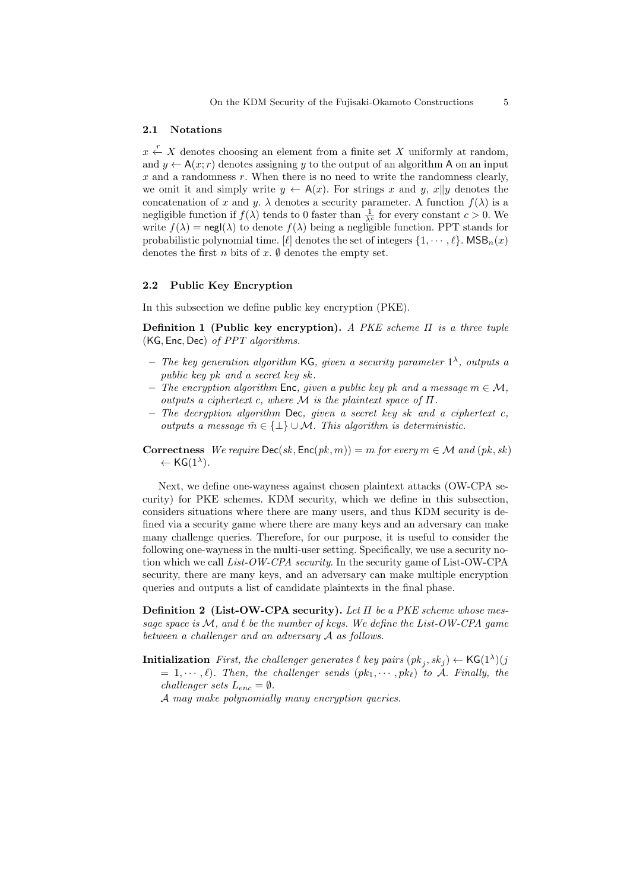### 2.1 Notations

$x \xleftarrow{r} X$ denotes choosing an element from a finite set $X$ uniformly at random, and $y \leftarrow \mathsf{A}(x; r)$ denotes assigning $y$ to the output of an algorithm $\mathsf{A}$ on an input $x$ and a randomness $r$. When there is no need to write the randomness clearly, we omit it and simply write $y \leftarrow \mathsf{A}(x)$. For strings $x$ and $y$, $x \| y$ denotes the concatenation of $x$ and $y$. $\lambda$ denotes a security parameter. A function $f(\lambda)$ is a negligible function if $f(\lambda)$ tends to 0 faster than $\frac{1}{\lambda^c}$ for every constant $c > 0$. We write $f(\lambda) = \mathsf{negl}(\lambda)$ to denote $f(\lambda)$ being a negligible function. PPT stands for probabilistic polynomial time. $[\ell]$ denotes the set of integers $\{1, \cdots, \ell\}$. $\mathsf{MSB}_n(x)$ denotes the first $n$ bits of $x$. $\emptyset$ denotes the empty set.

### 2.2 Public Key Encryption

In this subsection we define public key encryption (PKE).

**Definition 1 (Public key encryption).** *A PKE scheme $\Pi$ is a three tuple $(\mathsf{KG}, \mathsf{Enc}, \mathsf{Dec})$ of PPT algorithms.*

- *The key generation algorithm $\mathsf{KG}$, given a security parameter $1^\lambda$, outputs a public key $pk$ and a secret key $sk$.*
- *The encryption algorithm $\mathsf{Enc}$, given a public key $pk$ and a message $m \in \mathcal{M}$, outputs a ciphertext $c$, where $\mathcal{M}$ is the plaintext space of $\Pi$.*
- *The decryption algorithm $\mathsf{Dec}$, given a secret key $sk$ and a ciphertext $c$, outputs a message $\tilde{m} \in \{\bot\} \cup \mathcal{M}$. This algorithm is deterministic.*

**Correctness** *We require $\mathsf{Dec}(sk, \mathsf{Enc}(pk, m)) = m$ for every $m \in \mathcal{M}$ and $(pk, sk) \leftarrow \mathsf{KG}(1^\lambda)$.*

Next, we define one-wayness against chosen plaintext attacks (OW-CPA security) for PKE schemes. KDM security, which we define in this subsection, considers situations where there are many users, and thus KDM security is defined via a security game where there are many keys and an adversary can make many challenge queries. Therefore, for our purpose, it is useful to consider the following one-wayness in the multi-user setting. Specifically, we use a security notion which we call *List-OW-CPA security*. In the security game of List-OW-CPA security, there are many keys, and an adversary can make multiple encryption queries and outputs a list of candidate plaintexts in the final phase.

**Definition 2 (List-OW-CPA security).** *Let $\Pi$ be a PKE scheme whose message space is $\mathcal{M}$, and $\ell$ be the number of keys. We define the List-OW-CPA game between a challenger and an adversary $\mathcal{A}$ as follows.*

**Initialization** *First, the challenger generates $\ell$ key pairs $(pk_j, sk_j) \leftarrow \mathsf{KG}(1^\lambda)(j = 1, \cdots, \ell)$. Then, the challenger sends $(pk_1, \cdots, pk_\ell)$ to $\mathcal{A}$. Finally, the challenger sets $L_{enc} = \emptyset$.*

*$\mathcal{A}$ may make polynomially many encryption queries.*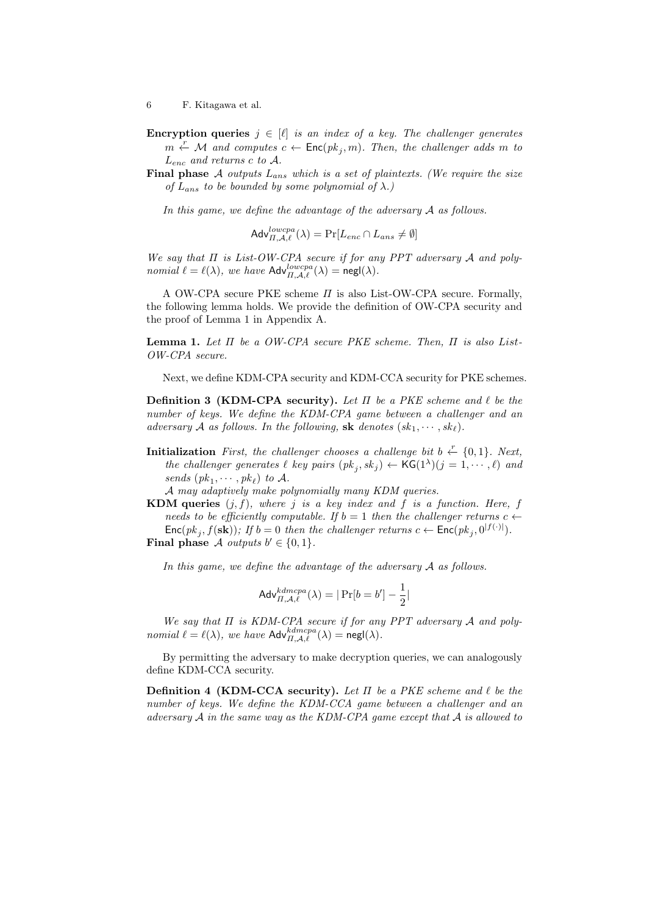**Encryption queries** $j \in [\ell]$ *is an index of a key. The challenger generates* $m \xleftarrow{r} \mathcal{M}$ *and computes* $c \leftarrow \mathsf{Enc}(pk_j, m)$*. Then, the challenger adds* $m$ *to* $L_{enc}$ *and returns* $c$ *to* $\mathcal{A}$*.*

**Final phase** $\mathcal{A}$ *outputs* $L_{ans}$ *which is a set of plaintexts. (We require the size of* $L_{ans}$ *to be bounded by some polynomial of* $\lambda$*.)*

*In this game, we define the advantage of the adversary* $\mathcal{A}$ *as follows.*

$$\mathsf{Adv}^{lowcpa}_{\Pi,\mathcal{A},\ell}(\lambda) = \Pr[L_{enc} \cap L_{ans} \neq \emptyset]$$

*We say that* $\Pi$ *is List-OW-CPA secure if for any PPT adversary* $\mathcal{A}$ *and polynomial* $\ell = \ell(\lambda)$*, we have* $\mathsf{Adv}^{lowcpa}_{\Pi,\mathcal{A},\ell}(\lambda) = \mathsf{negl}(\lambda)$*.*

A OW-CPA secure PKE scheme $\Pi$ is also List-OW-CPA secure. Formally, the following lemma holds. We provide the definition of OW-CPA security and the proof of Lemma 1 in Appendix A.

**Lemma 1.** *Let* $\Pi$ *be a OW-CPA secure PKE scheme. Then,* $\Pi$ *is also List-OW-CPA secure.*

Next, we define KDM-CPA security and KDM-CCA security for PKE schemes.

**Definition 3 (KDM-CPA security).** *Let* $\Pi$ *be a PKE scheme and* $\ell$ *be the number of keys. We define the KDM-CPA game between a challenger and an adversary* $\mathcal{A}$ *as follows. In the following,* $\mathbf{sk}$ *denotes* $(sk_1, \cdots, sk_\ell)$*.*

**Initialization** *First, the challenger chooses a challenge bit* $b \xleftarrow{r} \{0,1\}$*. Next, the challenger generates* $\ell$ *key pairs* $(pk_j, sk_j) \leftarrow \mathsf{KG}(1^\lambda)(j = 1, \cdots, \ell)$ *and sends* $(pk_1, \cdots, pk_\ell)$ *to* $\mathcal{A}$*.*
*$\mathcal{A}$ may adaptively make polynomially many KDM queries.*

**KDM queries** $(j, f)$*, where* $j$ *is a key index and* $f$ *is a function. Here,* $f$ *needs to be efficiently computable. If* $b = 1$ *then the challenger returns* $c \leftarrow \mathsf{Enc}(pk_j, f(\mathbf{sk}))$*; If* $b = 0$ *then the challenger returns* $c \leftarrow \mathsf{Enc}(pk_j, 0^{|f(\cdot)|})$*.*

**Final phase** $\mathcal{A}$ *outputs* $b' \in \{0,1\}$*.*

*In this game, we define the advantage of the adversary* $\mathcal{A}$ *as follows.*

$$\mathsf{Adv}^{kdmcpa}_{\Pi,\mathcal{A},\ell}(\lambda) = |\Pr[b = b'] - \frac{1}{2}|$$

*We say that* $\Pi$ *is KDM-CPA secure if for any PPT adversary* $\mathcal{A}$ *and polynomial* $\ell = \ell(\lambda)$*, we have* $\mathsf{Adv}^{kdmcpa}_{\Pi,\mathcal{A},\ell}(\lambda) = \mathsf{negl}(\lambda)$*.*

By permitting the adversary to make decryption queries, we can analogously define KDM-CCA security.

**Definition 4 (KDM-CCA security).** *Let* $\Pi$ *be a PKE scheme and* $\ell$ *be the number of keys. We define the KDM-CCA game between a challenger and an adversary* $\mathcal{A}$ *in the same way as the KDM-CPA game except that* $\mathcal{A}$ *is allowed to*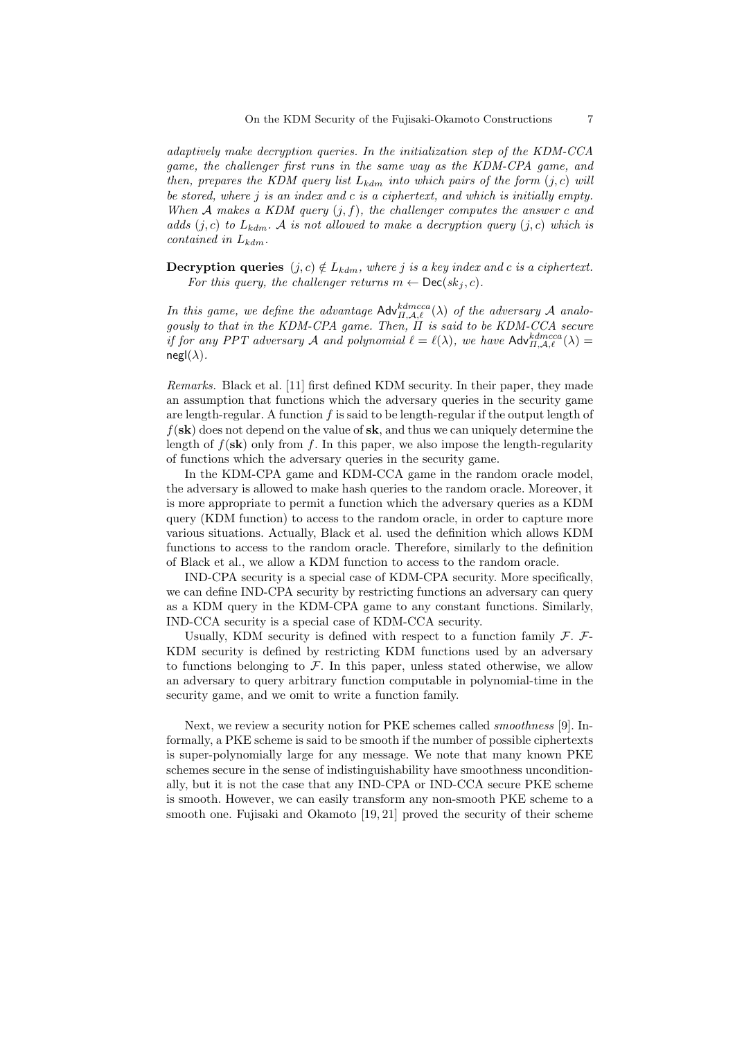*adaptively make decryption queries. In the initialization step of the KDM-CCA game, the challenger first runs in the same way as the KDM-CPA game, and then, prepares the KDM query list $L_{kdm}$ into which pairs of the form $(j, c)$ will be stored, where $j$ is an index and $c$ is a ciphertext, and which is initially empty. When $\mathcal{A}$ makes a KDM query $(j, f)$, the challenger computes the answer $c$ and adds $(j, c)$ to $L_{kdm}$. $\mathcal{A}$ is not allowed to make a decryption query $(j, c)$ which is contained in $L_{kdm}$.*

**Decryption queries** $(j, c) \notin L_{kdm}$*, where $j$ is a key index and $c$ is a ciphertext. For this query, the challenger returns $m \leftarrow \mathsf{Dec}(sk_j, c)$.*

*In this game, we define the advantage $\mathsf{Adv}^{kdmcca}_{\Pi,\mathcal{A},\ell}(\lambda)$ of the adversary $\mathcal{A}$ analogously to that in the KDM-CPA game. Then, $\Pi$ is said to be KDM-CCA secure if for any PPT adversary $\mathcal{A}$ and polynomial $\ell = \ell(\lambda)$, we have $\mathsf{Adv}^{kdmcca}_{\Pi,\mathcal{A},\ell}(\lambda) = \mathsf{negl}(\lambda)$.*

*Remarks.* Black et al. [11] first defined KDM security. In their paper, they made an assumption that functions which the adversary queries in the security game are length-regular. A function $f$ is said to be length-regular if the output length of $f(\mathbf{sk})$ does not depend on the value of $\mathbf{sk}$, and thus we can uniquely determine the length of $f(\mathbf{sk})$ only from $f$. In this paper, we also impose the length-regularity of functions which the adversary queries in the security game.

In the KDM-CPA game and KDM-CCA game in the random oracle model, the adversary is allowed to make hash queries to the random oracle. Moreover, it is more appropriate to permit a function which the adversary queries as a KDM query (KDM function) to access to the random oracle, in order to capture more various situations. Actually, Black et al. used the definition which allows KDM functions to access to the random oracle. Therefore, similarly to the definition of Black et al., we allow a KDM function to access to the random oracle.

IND-CPA security is a special case of KDM-CPA security. More specifically, we can define IND-CPA security by restricting functions an adversary can query as a KDM query in the KDM-CPA game to any constant functions. Similarly, IND-CCA security is a special case of KDM-CCA security.

Usually, KDM security is defined with respect to a function family $\mathcal{F}$. $\mathcal{F}$-KDM security is defined by restricting KDM functions used by an adversary to functions belonging to $\mathcal{F}$. In this paper, unless stated otherwise, we allow an adversary to query arbitrary function computable in polynomial-time in the security game, and we omit to write a function family.

Next, we review a security notion for PKE schemes called *smoothness* [9]. Informally, a PKE scheme is said to be smooth if the number of possible ciphertexts is super-polynomially large for any message. We note that many known PKE schemes secure in the sense of indistinguishability have smoothness unconditionally, but it is not the case that any IND-CPA or IND-CCA secure PKE scheme is smooth. However, we can easily transform any non-smooth PKE scheme to a smooth one. Fujisaki and Okamoto [19, 21] proved the security of their scheme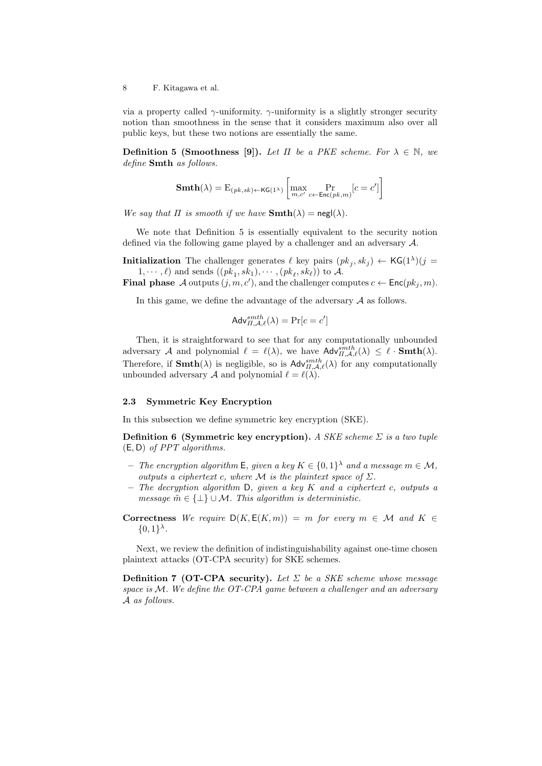via a property called $\gamma$-uniformity. $\gamma$-uniformity is a slightly stronger security notion than smoothness in the sense that it considers maximum also over all public keys, but these two notions are essentially the same.

**Definition 5 (Smoothness [9]).** *Let $\Pi$ be a PKE scheme. For $\lambda \in \mathbb{N}$, we define* **Smth** *as follows.*

$$\mathbf{Smth}(\lambda) = \mathrm{E}_{(pk,sk)\leftarrow \mathsf{KG}(1^\lambda)}\left[\max_{m,c'} \Pr_{c\leftarrow \mathsf{Enc}(pk,m)}[c = c']\right]$$

*We say that $\Pi$ is smooth if we have $\mathbf{Smth}(\lambda) = \mathsf{negl}(\lambda)$.*

We note that Definition 5 is essentially equivalent to the security notion defined via the following game played by a challenger and an adversary $\mathcal{A}$.

**Initialization** The challenger generates $\ell$ key pairs $(pk_j, sk_j) \leftarrow \mathsf{KG}(1^\lambda)(j = 1, \cdots, \ell)$ and sends $((pk_1, sk_1), \cdots, (pk_\ell, sk_\ell))$ to $\mathcal{A}$.

**Final phase** $\mathcal{A}$ outputs $(j, m, c')$, and the challenger computes $c \leftarrow \mathsf{Enc}(pk_j, m)$.

In this game, we define the advantage of the adversary $\mathcal{A}$ as follows.

$$\mathsf{Adv}^{smth}_{\Pi,\mathcal{A},\ell}(\lambda) = \Pr[c = c']$$

Then, it is straightforward to see that for any computationally unbounded adversary $\mathcal{A}$ and polynomial $\ell = \ell(\lambda)$, we have $\mathsf{Adv}^{smth}_{\Pi,\mathcal{A},\ell}(\lambda) \leq \ell \cdot \mathbf{Smth}(\lambda)$. Therefore, if $\mathbf{Smth}(\lambda)$ is negligible, so is $\mathsf{Adv}^{smth}_{\Pi,\mathcal{A},\ell}(\lambda)$ for any computationally unbounded adversary $\mathcal{A}$ and polynomial $\ell = \ell(\lambda)$.

### 2.3 Symmetric Key Encryption

In this subsection we define symmetric key encryption (SKE).

**Definition 6 (Symmetric key encryption).** *A SKE scheme $\Sigma$ is a two tuple $(\mathsf{E}, \mathsf{D})$ of PPT algorithms.*

- *The encryption algorithm $\mathsf{E}$, given a key $K \in \{0,1\}^\lambda$ and a message $m \in \mathcal{M}$, outputs a ciphertext $c$, where $\mathcal{M}$ is the plaintext space of $\Sigma$.*
- *The decryption algorithm $\mathsf{D}$, given a key $K$ and a ciphertext $c$, outputs a message $\tilde{m} \in \{\bot\} \cup \mathcal{M}$. This algorithm is deterministic.*

**Correctness** *We require $\mathsf{D}(K, \mathsf{E}(K, m)) = m$ for every $m \in \mathcal{M}$ and $K \in \{0,1\}^\lambda$.*

Next, we review the definition of indistinguishability against one-time chosen plaintext attacks (OT-CPA security) for SKE schemes.

**Definition 7 (OT-CPA security).** *Let $\Sigma$ be a SKE scheme whose message space is $\mathcal{M}$. We define the OT-CPA game between a challenger and an adversary $\mathcal{A}$ as follows.*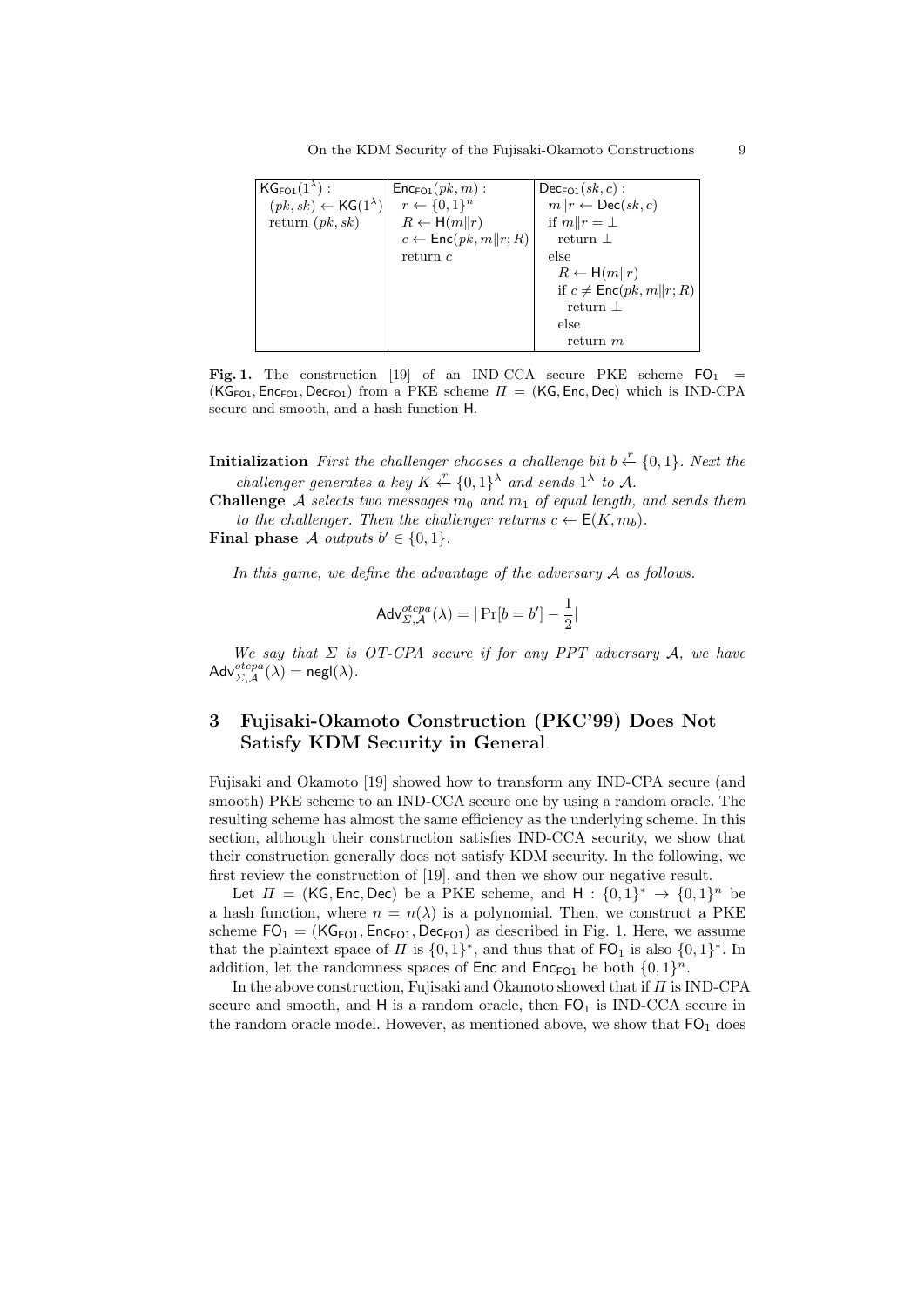| $\mathsf{KG}_{\mathsf{FO1}}(1^\lambda)$ : | $\mathsf{Enc}_{\mathsf{FO1}}(pk, m)$ : | $\mathsf{Dec}_{\mathsf{FO1}}(sk, c)$ : |
|---|---|---|
| $(pk, sk) \leftarrow \mathsf{KG}(1^\lambda)$<br>return $(pk, sk)$ | $r \leftarrow \{0,1\}^n$<br>$R \leftarrow \mathsf{H}(m\|r)$<br>$c \leftarrow \mathsf{Enc}(pk, m\|r; R)$<br>return $c$ | $m\|r \leftarrow \mathsf{Dec}(sk, c)$<br>if $m\|r = \bot$<br>&nbsp;&nbsp;return $\bot$<br>else<br>&nbsp;&nbsp;$R \leftarrow \mathsf{H}(m\|r)$<br>&nbsp;&nbsp;if $c \neq \mathsf{Enc}(pk, m\|r; R)$<br>&nbsp;&nbsp;&nbsp;&nbsp;return $\bot$<br>&nbsp;&nbsp;else<br>&nbsp;&nbsp;&nbsp;&nbsp;return $m$ |

**Fig. 1.** The construction [19] of an IND-CCA secure PKE scheme $\mathsf{FO}_1 = (\mathsf{KG}_{\mathsf{FO1}}, \mathsf{Enc}_{\mathsf{FO1}}, \mathsf{Dec}_{\mathsf{FO1}})$ from a PKE scheme $\Pi = (\mathsf{KG}, \mathsf{Enc}, \mathsf{Dec})$ which is IND-CPA secure and smooth, and a hash function $\mathsf{H}$.

**Initialization** *First the challenger chooses a challenge bit* $b \xleftarrow{r} \{0,1\}$. *Next the challenger generates a key* $K \xleftarrow{r} \{0,1\}^\lambda$ *and sends* $1^\lambda$ *to* $\mathcal{A}$.

**Challenge** $\mathcal{A}$ *selects two messages* $m_0$ *and* $m_1$ *of equal length, and sends them to the challenger. Then the challenger returns* $c \leftarrow \mathsf{E}(K, m_b)$.

**Final phase** $\mathcal{A}$ *outputs* $b' \in \{0,1\}$.

*In this game, we define the advantage of the adversary* $\mathcal{A}$ *as follows.*

$$\mathsf{Adv}^{otcpa}_{\Sigma,\mathcal{A}}(\lambda) = |\Pr[b = b'] - \frac{1}{2}|$$

*We say that* $\Sigma$ *is OT-CPA secure if for any PPT adversary* $\mathcal{A}$*, we have* $\mathsf{Adv}^{otcpa}_{\Sigma,\mathcal{A}}(\lambda) = \mathsf{negl}(\lambda)$.

## 3 Fujisaki-Okamoto Construction (PKC'99) Does Not Satisfy KDM Security in General

Fujisaki and Okamoto [19] showed how to transform any IND-CPA secure (and smooth) PKE scheme to an IND-CCA secure one by using a random oracle. The resulting scheme has almost the same efficiency as the underlying scheme. In this section, although their construction satisfies IND-CCA security, we show that their construction generally does not satisfy KDM security. In the following, we first review the construction of [19], and then we show our negative result.

Let $\Pi = (\mathsf{KG}, \mathsf{Enc}, \mathsf{Dec})$ be a PKE scheme, and $\mathsf{H} : \{0,1\}^* \to \{0,1\}^n$ be a hash function, where $n = n(\lambda)$ is a polynomial. Then, we construct a PKE scheme $\mathsf{FO}_1 = (\mathsf{KG}_{\mathsf{FO1}}, \mathsf{Enc}_{\mathsf{FO1}}, \mathsf{Dec}_{\mathsf{FO1}})$ as described in Fig. 1. Here, we assume that the plaintext space of $\Pi$ is $\{0,1\}^*$, and thus that of $\mathsf{FO}_1$ is also $\{0,1\}^*$. In addition, let the randomness spaces of $\mathsf{Enc}$ and $\mathsf{Enc}_{\mathsf{FO1}}$ be both $\{0,1\}^n$.

In the above construction, Fujisaki and Okamoto showed that if $\Pi$ is IND-CPA secure and smooth, and $\mathsf{H}$ is a random oracle, then $\mathsf{FO}_1$ is IND-CCA secure in the random oracle model. However, as mentioned above, we show that $\mathsf{FO}_1$ does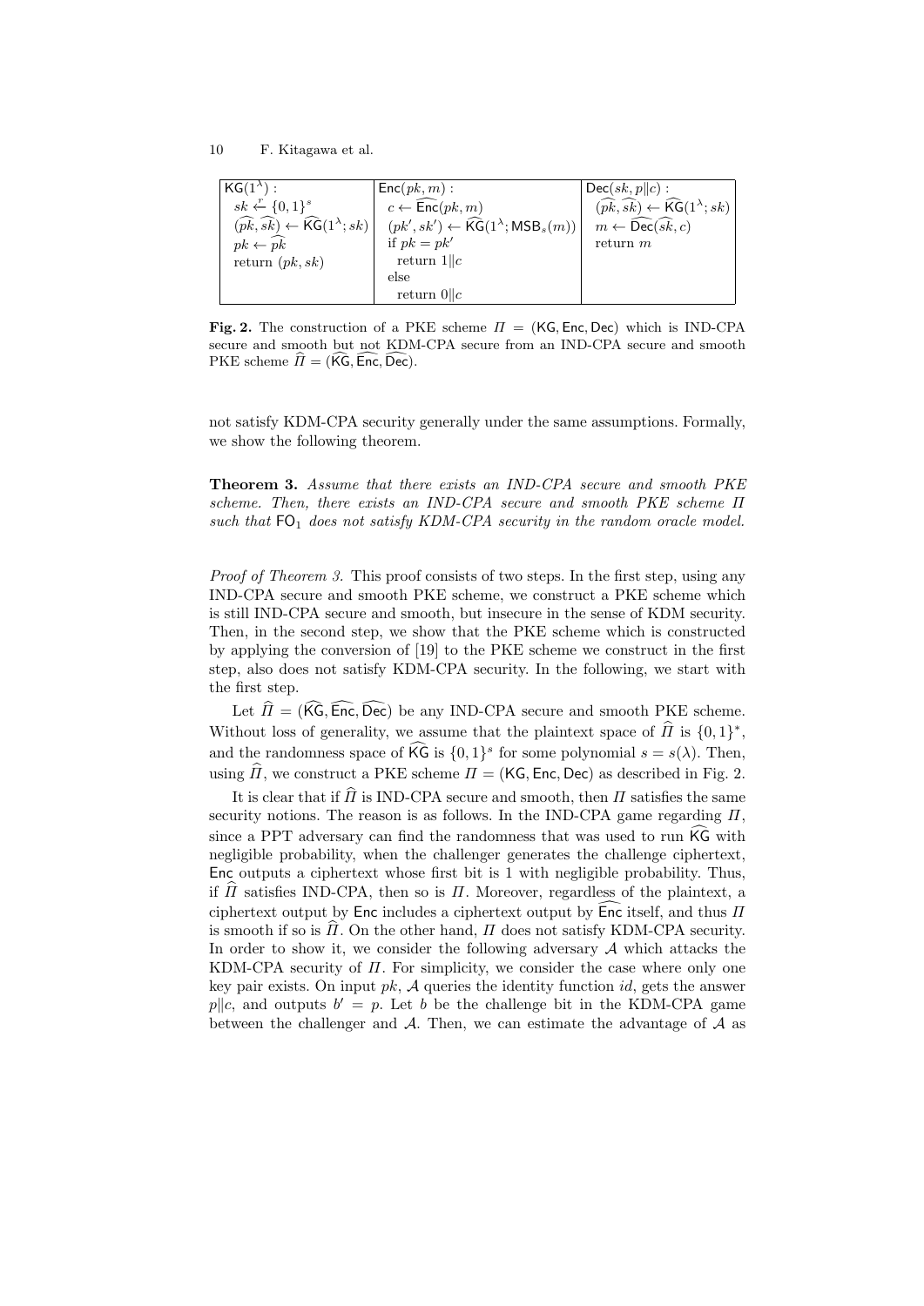| $\mathsf{KG}(1^\lambda)$ : | $\mathsf{Enc}(pk, m)$ : | $\mathsf{Dec}(sk, p \| c)$ : |
| --- | --- | --- |
| $sk \xleftarrow{r} \{0,1\}^s$ | $c \leftarrow \widehat{\mathsf{Enc}}(pk, m)$ | $(\widehat{pk}, \widehat{sk}) \leftarrow \widehat{\mathsf{KG}}(1^\lambda; sk)$ |
| $(\widehat{pk}, \widehat{sk}) \leftarrow \widehat{\mathsf{KG}}(1^\lambda; sk)$ | $(pk', sk') \leftarrow \widehat{\mathsf{KG}}(1^\lambda; \mathsf{MSB}_s(m))$ | $m \leftarrow \widehat{\mathsf{Dec}}(\widehat{sk}, c)$ |
| $pk \leftarrow \widehat{pk}$ | if $pk = pk'$ | return $m$ |
| return $(pk, sk)$ | return $1\|c$ | |
| | else | |
| | return $0\|c$ | |

**Fig. 2.** The construction of a PKE scheme $\Pi = (\mathsf{KG}, \mathsf{Enc}, \mathsf{Dec})$ which is IND-CPA secure and smooth but not KDM-CPA secure from an IND-CPA secure and smooth PKE scheme $\widehat{\Pi} = (\widehat{\mathsf{KG}}, \widehat{\mathsf{Enc}}, \widehat{\mathsf{Dec}})$.

not satisfy KDM-CPA security generally under the same assumptions. Formally, we show the following theorem.

**Theorem 3.** *Assume that there exists an IND-CPA secure and smooth PKE scheme. Then, there exists an IND-CPA secure and smooth PKE scheme $\Pi$ such that $\mathsf{FO}_1$ does not satisfy KDM-CPA security in the random oracle model.*

*Proof of Theorem 3.* This proof consists of two steps. In the first step, using any IND-CPA secure and smooth PKE scheme, we construct a PKE scheme which is still IND-CPA secure and smooth, but insecure in the sense of KDM security. Then, in the second step, we show that the PKE scheme which is constructed by applying the conversion of [19] to the PKE scheme we construct in the first step, also does not satisfy KDM-CPA security. In the following, we start with the first step.

Let $\widehat{\Pi} = (\widehat{\mathsf{KG}}, \widehat{\mathsf{Enc}}, \widehat{\mathsf{Dec}})$ be any IND-CPA secure and smooth PKE scheme. Without loss of generality, we assume that the plaintext space of $\widehat{\Pi}$ is $\{0,1\}^*$, and the randomness space of $\widehat{\mathsf{KG}}$ is $\{0,1\}^s$ for some polynomial $s = s(\lambda)$. Then, using $\widehat{\Pi}$, we construct a PKE scheme $\Pi = (\mathsf{KG}, \mathsf{Enc}, \mathsf{Dec})$ as described in Fig. 2.

It is clear that if $\widehat{\Pi}$ is IND-CPA secure and smooth, then $\Pi$ satisfies the same security notions. The reason is as follows. In the IND-CPA game regarding $\Pi$, since a PPT adversary can find the randomness that was used to run $\widehat{\mathsf{KG}}$ with negligible probability, when the challenger generates the challenge ciphertext, $\mathsf{Enc}$ outputs a ciphertext whose first bit is 1 with negligible probability. Thus, if $\widehat{\Pi}$ satisfies IND-CPA, then so is $\Pi$. Moreover, regardless of the plaintext, a ciphertext output by $\mathsf{Enc}$ includes a ciphertext output by $\widehat{\mathsf{Enc}}$ itself, and thus $\Pi$ is smooth if so is $\widehat{\Pi}$. On the other hand, $\Pi$ does not satisfy KDM-CPA security. In order to show it, we consider the following adversary $\mathcal{A}$ which attacks the KDM-CPA security of $\Pi$. For simplicity, we consider the case where only one key pair exists. On input $pk$, $\mathcal{A}$ queries the identity function $id$, gets the answer $p\|c$, and outputs $b' = p$. Let $b$ be the challenge bit in the KDM-CPA game between the challenger and $\mathcal{A}$. Then, we can estimate the advantage of $\mathcal{A}$ as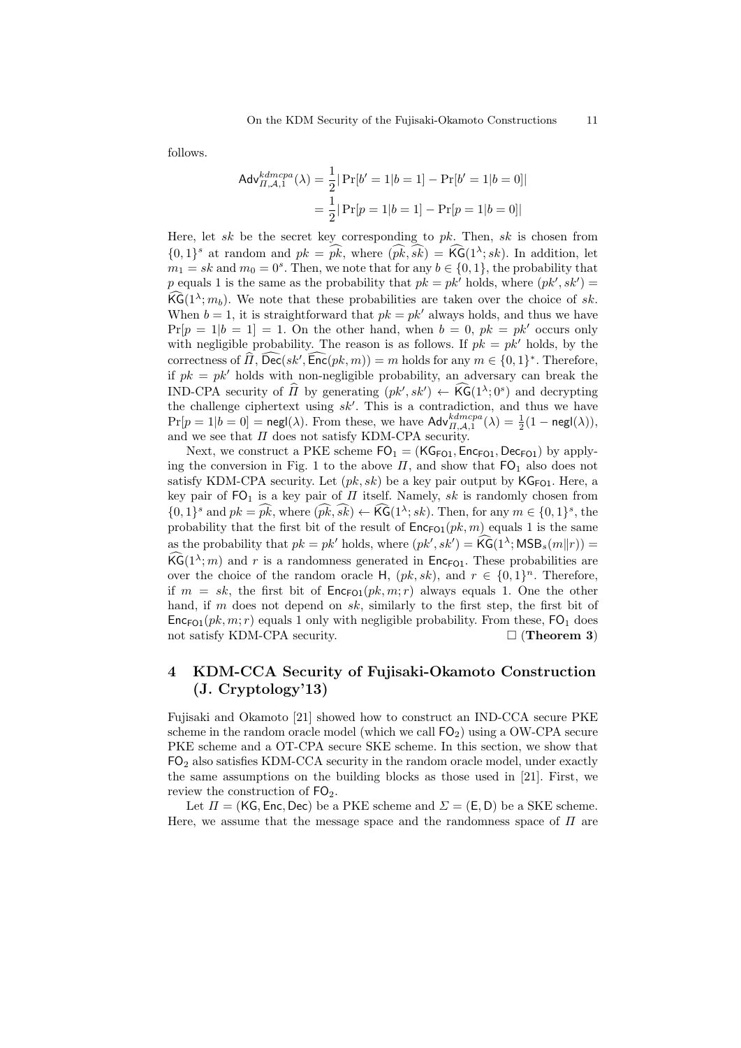follows.

$$\mathsf{Adv}^{kdmcpa}_{\Pi,\mathcal{A},1}(\lambda) = \frac{1}{2}|\Pr[b' = 1|b = 1] - \Pr[b' = 1|b = 0]|$$
$$= \frac{1}{2}|\Pr[p = 1|b = 1] - \Pr[p = 1|b = 0]|$$

Here, let $sk$ be the secret key corresponding to $pk$. Then, $sk$ is chosen from $\{0,1\}^s$ at random and $pk = \widehat{pk}$, where $(\widehat{pk}, \widehat{sk}) = \widehat{\mathsf{KG}}(1^\lambda; sk)$. In addition, let $m_1 = sk$ and $m_0 = 0^s$. Then, we note that for any $b \in \{0,1\}$, the probability that $p$ equals 1 is the same as the probability that $pk = pk'$ holds, where $(pk', sk') = \widehat{\mathsf{KG}}(1^\lambda; m_b)$. We note that these probabilities are taken over the choice of $sk$. When $b = 1$, it is straightforward that $pk = pk'$ always holds, and thus we have $\Pr[p = 1|b = 1] = 1$. On the other hand, when $b = 0$, $pk = pk'$ occurs only with negligible probability. The reason is as follows. If $pk = pk'$ holds, by the correctness of $\widehat{\Pi}$, $\widehat{\mathsf{Dec}}(sk', \widehat{\mathsf{Enc}}(pk, m)) = m$ holds for any $m \in \{0,1\}^*$. Therefore, if $pk = pk'$ holds with non-negligible probability, an adversary can break the IND-CPA security of $\widehat{\Pi}$ by generating $(pk', sk') \leftarrow \widehat{\mathsf{KG}}(1^\lambda; 0^s)$ and decrypting the challenge ciphertext using $sk'$. This is a contradiction, and thus we have $\Pr[p = 1|b = 0] = \mathsf{negl}(\lambda)$. From these, we have $\mathsf{Adv}^{kdmcpa}_{\Pi,\mathcal{A},1}(\lambda) = \frac{1}{2}(1 - \mathsf{negl}(\lambda))$, and we see that $\Pi$ does not satisfy KDM-CPA security.

Next, we construct a PKE scheme $\mathsf{FO}_1 = (\mathsf{KG}_{\mathsf{FO1}}, \mathsf{Enc}_{\mathsf{FO1}}, \mathsf{Dec}_{\mathsf{FO1}})$ by applying the conversion in Fig. 1 to the above $\Pi$, and show that $\mathsf{FO}_1$ also does not satisfy KDM-CPA security. Let $(pk, sk)$ be a key pair output by $\mathsf{KG}_{\mathsf{FO1}}$. Here, a key pair of $\mathsf{FO}_1$ is a key pair of $\Pi$ itself. Namely, $sk$ is randomly chosen from $\{0,1\}^s$ and $pk = \widehat{pk}$, where $(\widehat{pk}, \widehat{sk}) \leftarrow \widehat{\mathsf{KG}}(1^\lambda; sk)$. Then, for any $m \in \{0,1\}^s$, the probability that the first bit of the result of $\mathsf{Enc}_{\mathsf{FO1}}(pk, m)$ equals 1 is the same as the probability that $pk = pk'$ holds, where $(pk', sk') = \widehat{\mathsf{KG}}(1^\lambda; \mathsf{MSB}_s(m\|r)) = \widehat{\mathsf{KG}}(1^\lambda; m)$ and $r$ is a randomness generated in $\mathsf{Enc}_{\mathsf{FO1}}$. These probabilities are over the choice of the random oracle $\mathsf{H}$, $(pk, sk)$, and $r \in \{0,1\}^n$. Therefore, if $m = sk$, the first bit of $\mathsf{Enc}_{\mathsf{FO1}}(pk, m; r)$ always equals 1. One the other hand, if $m$ does not depend on $sk$, similarly to the first step, the first bit of $\mathsf{Enc}_{\mathsf{FO1}}(pk, m; r)$ equals 1 only with negligible probability. From these, $\mathsf{FO}_1$ does not satisfy KDM-CPA security. □ (**Theorem 3**)

## 4 KDM-CCA Security of Fujisaki-Okamoto Construction (J. Cryptology'13)

Fujisaki and Okamoto [21] showed how to construct an IND-CCA secure PKE scheme in the random oracle model (which we call $\mathsf{FO}_2$) using a OW-CPA secure PKE scheme and a OT-CPA secure SKE scheme. In this section, we show that $\mathsf{FO}_2$ also satisfies KDM-CCA security in the random oracle model, under exactly the same assumptions on the building blocks as those used in [21]. First, we review the construction of $\mathsf{FO}_2$.

Let $\Pi = (\mathsf{KG}, \mathsf{Enc}, \mathsf{Dec})$ be a PKE scheme and $\Sigma = (\mathsf{E}, \mathsf{D})$ be a SKE scheme. Here, we assume that the message space and the randomness space of $\Pi$ are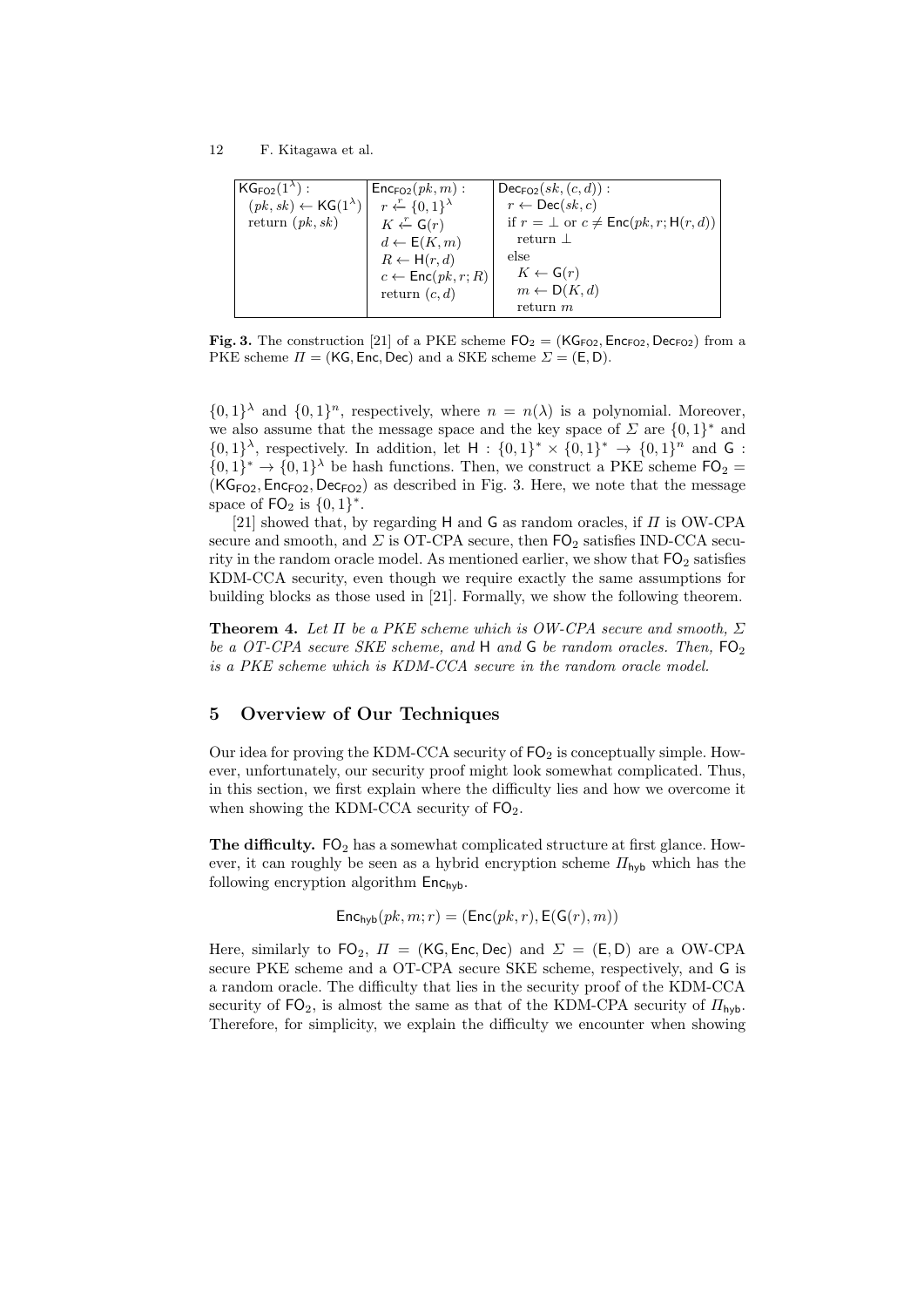| $\mathsf{KG}_{\mathsf{FO2}}(1^\lambda)$ : | $\mathsf{Enc}_{\mathsf{FO2}}(pk, m)$ : | $\mathsf{Dec}_{\mathsf{FO2}}(sk, (c, d))$ : |
|---|---|---|
| $(pk, sk) \leftarrow \mathsf{KG}(1^\lambda)$ | $r \xleftarrow{r} \{0,1\}^\lambda$ | $r \leftarrow \mathsf{Dec}(sk, c)$ |
| return $(pk, sk)$ | $K \xleftarrow{r} \mathsf{G}(r)$ | if $r = \bot$ or $c \neq \mathsf{Enc}(pk, r; \mathsf{H}(r, d))$ |
| | $d \leftarrow \mathsf{E}(K, m)$ | return $\bot$ |
| | $R \leftarrow \mathsf{H}(r, d)$ | else |
| | $c \leftarrow \mathsf{Enc}(pk, r; R)$ | $K \leftarrow \mathsf{G}(r)$ |
| | return $(c, d)$ | $m \leftarrow \mathsf{D}(K, d)$ |
| | | return $m$ |

**Fig. 3.** The construction [21] of a PKE scheme $\mathsf{FO}_2 = (\mathsf{KG}_{\mathsf{FO2}}, \mathsf{Enc}_{\mathsf{FO2}}, \mathsf{Dec}_{\mathsf{FO2}})$ from a PKE scheme $\Pi = (\mathsf{KG}, \mathsf{Enc}, \mathsf{Dec})$ and a SKE scheme $\Sigma = (\mathsf{E}, \mathsf{D})$.

$\{0,1\}^\lambda$ and $\{0,1\}^n$, respectively, where $n = n(\lambda)$ is a polynomial. Moreover, we also assume that the message space and the key space of $\Sigma$ are $\{0,1\}^*$ and $\{0,1\}^\lambda$, respectively. In addition, let $\mathsf{H} : \{0,1\}^* \times \{0,1\}^* \rightarrow \{0,1\}^n$ and $\mathsf{G} : \{0,1\}^* \rightarrow \{0,1\}^\lambda$ be hash functions. Then, we construct a PKE scheme $\mathsf{FO}_2 = (\mathsf{KG}_{\mathsf{FO2}}, \mathsf{Enc}_{\mathsf{FO2}}, \mathsf{Dec}_{\mathsf{FO2}})$ as described in Fig. 3. Here, we note that the message space of $\mathsf{FO}_2$ is $\{0,1\}^*$.

[21] showed that, by regarding $\mathsf{H}$ and $\mathsf{G}$ as random oracles, if $\Pi$ is OW-CPA secure and smooth, and $\Sigma$ is OT-CPA secure, then $\mathsf{FO}_2$ satisfies IND-CCA security in the random oracle model. As mentioned earlier, we show that $\mathsf{FO}_2$ satisfies KDM-CCA security, even though we require exactly the same assumptions for building blocks as those used in [21]. Formally, we show the following theorem.

**Theorem 4.** *Let $\Pi$ be a PKE scheme which is OW-CPA secure and smooth, $\Sigma$ be a OT-CPA secure SKE scheme, and $\mathsf{H}$ and $\mathsf{G}$ be random oracles. Then, $\mathsf{FO}_2$ is a PKE scheme which is KDM-CCA secure in the random oracle model.*

## 5 Overview of Our Techniques

Our idea for proving the KDM-CCA security of $\mathsf{FO}_2$ is conceptually simple. However, unfortunately, our security proof might look somewhat complicated. Thus, in this section, we first explain where the difficulty lies and how we overcome it when showing the KDM-CCA security of $\mathsf{FO}_2$.

**The difficulty.** $\mathsf{FO}_2$ has a somewhat complicated structure at first glance. However, it can roughly be seen as a hybrid encryption scheme $\Pi_{\mathsf{hyb}}$ which has the following encryption algorithm $\mathsf{Enc}_{\mathsf{hyb}}$.

$$\mathsf{Enc}_{\mathsf{hyb}}(pk, m; r) = (\mathsf{Enc}(pk, r), \mathsf{E}(\mathsf{G}(r), m))$$

Here, similarly to $\mathsf{FO}_2$, $\Pi = (\mathsf{KG}, \mathsf{Enc}, \mathsf{Dec})$ and $\Sigma = (\mathsf{E}, \mathsf{D})$ are a OW-CPA secure PKE scheme and a OT-CPA secure SKE scheme, respectively, and $\mathsf{G}$ is a random oracle. The difficulty that lies in the security proof of the KDM-CCA security of $\mathsf{FO}_2$, is almost the same as that of the KDM-CPA security of $\Pi_{\mathsf{hyb}}$. Therefore, for simplicity, we explain the difficulty we encounter when showing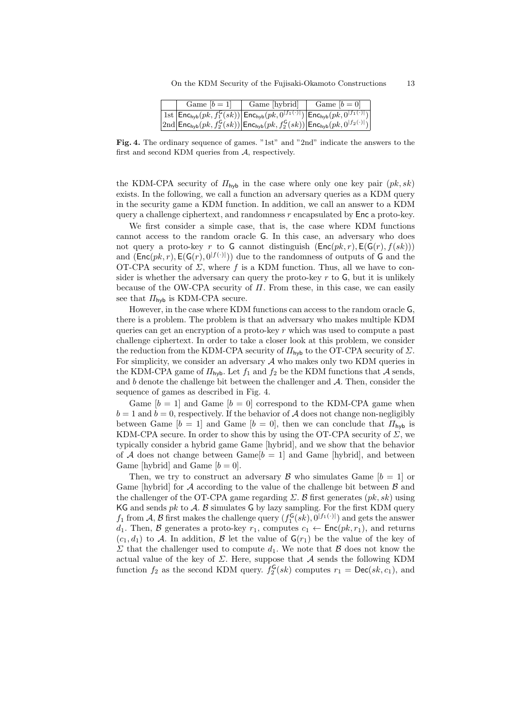| | Game $[b=1]$ | Game [hybrid] | Game $[b=0]$ |
|---|---|---|---|
| 1st | $\mathsf{Enc_{hyb}}(pk, f_1^{\mathsf{G}}(sk))$ | $\mathsf{Enc_{hyb}}(pk, 0^{\lvert f_1(\cdot)\rvert})$ | $\mathsf{Enc_{hyb}}(pk, 0^{\lvert f_1(\cdot)\rvert})$ |
| 2nd | $\mathsf{Enc_{hyb}}(pk, f_2^{\mathsf{G}}(sk))$ | $\mathsf{Enc_{hyb}}(pk, f_2^{\mathsf{G}}(sk))$ | $\mathsf{Enc_{hyb}}(pk, 0^{\lvert f_2(\cdot)\rvert})$ |

**Fig. 4.** The ordinary sequence of games. "1st" and "2nd" indicate the answers to the first and second KDM queries from $\mathcal{A}$, respectively.

the KDM-CPA security of $\Pi_{\mathsf{hyb}}$ in the case where only one key pair $(pk, sk)$ exists. In the following, we call a function an adversary queries as a KDM query in the security game a KDM function. In addition, we call an answer to a KDM query a challenge ciphertext, and randomness $r$ encapsulated by $\mathsf{Enc}$ a proto-key.

We first consider a simple case, that is, the case where KDM functions cannot access to the random oracle $\mathsf{G}$. In this case, an adversary who does not query a proto-key $r$ to $\mathsf{G}$ cannot distinguish $(\mathsf{Enc}(pk, r), \mathsf{E}(\mathsf{G}(r), f(sk)))$ and $(\mathsf{Enc}(pk, r), \mathsf{E}(\mathsf{G}(r), 0^{|f(\cdot)|}))$ due to the randomness of outputs of $\mathsf{G}$ and the OT-CPA security of $\Sigma$, where $f$ is a KDM function. Thus, all we have to consider is whether the adversary can query the proto-key $r$ to $\mathsf{G}$, but it is unlikely because of the OW-CPA security of $\Pi$. From these, in this case, we can easily see that $\Pi_{\mathsf{hyb}}$ is KDM-CPA secure.

However, in the case where KDM functions can access to the random oracle $\mathsf{G}$, there is a problem. The problem is that an adversary who makes multiple KDM queries can get an encryption of a proto-key $r$ which was used to compute a past challenge ciphertext. In order to take a closer look at this problem, we consider the reduction from the KDM-CPA security of $\Pi_{\mathsf{hyb}}$ to the OT-CPA security of $\Sigma$. For simplicity, we consider an adversary $\mathcal{A}$ who makes only two KDM queries in the KDM-CPA game of $\Pi_{\mathsf{hyb}}$. Let $f_1$ and $f_2$ be the KDM functions that $\mathcal{A}$ sends, and $b$ denote the challenge bit between the challenger and $\mathcal{A}$. Then, consider the sequence of games as described in Fig. 4.

Game $[b=1]$ and Game $[b=0]$ correspond to the KDM-CPA game when $b=1$ and $b=0$, respectively. If the behavior of $\mathcal{A}$ does not change non-negligibly between Game $[b=1]$ and Game $[b=0]$, then we can conclude that $\Pi_{\mathsf{hyb}}$ is KDM-CPA secure. In order to show this by using the OT-CPA security of $\Sigma$, we typically consider a hybrid game Game [hybrid], and we show that the behavior of $\mathcal{A}$ does not change between Game$[b=1]$ and Game [hybrid], and between Game [hybrid] and Game $[b=0]$.

Then, we try to construct an adversary $\mathcal{B}$ who simulates Game $[b=1]$ or Game [hybrid] for $\mathcal{A}$ according to the value of the challenge bit between $\mathcal{B}$ and the challenger of the OT-CPA game regarding $\Sigma$. $\mathcal{B}$ first generates $(pk, sk)$ using $\mathsf{KG}$ and sends $pk$ to $\mathcal{A}$. $\mathcal{B}$ simulates $\mathsf{G}$ by lazy sampling. For the first KDM query $f_1$ from $\mathcal{A}$, $\mathcal{B}$ first makes the challenge query $(f_1^{\mathsf{G}}(sk), 0^{|f_1(\cdot)|})$ and gets the answer $d_1$. Then, $\mathcal{B}$ generates a proto-key $r_1$, computes $c_1 \leftarrow \mathsf{Enc}(pk, r_1)$, and returns $(c_1, d_1)$ to $\mathcal{A}$. In addition, $\mathcal{B}$ let the value of $\mathsf{G}(r_1)$ be the value of the key of $\Sigma$ that the challenger used to compute $d_1$. We note that $\mathcal{B}$ does not know the actual value of the key of $\Sigma$. Here, suppose that $\mathcal{A}$ sends the following KDM function $f_2$ as the second KDM query. $f_2^{\mathsf{G}}(sk)$ computes $r_1 = \mathsf{Dec}(sk, c_1)$, and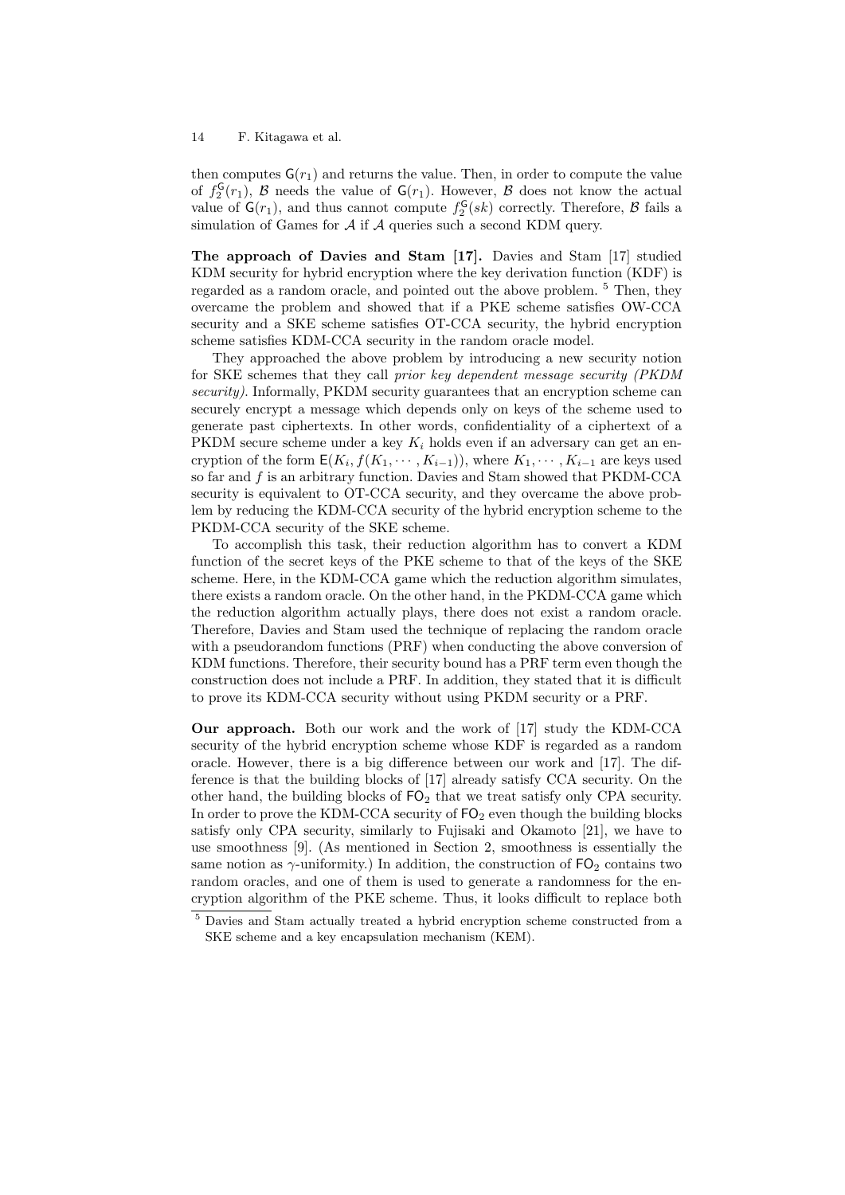then computes $\mathsf{G}(r_1)$ and returns the value. Then, in order to compute the value of $f_2^{\mathsf{G}}(r_1)$, $\mathcal{B}$ needs the value of $\mathsf{G}(r_1)$. However, $\mathcal{B}$ does not know the actual value of $\mathsf{G}(r_1)$, and thus cannot compute $f_2^{\mathsf{G}}(sk)$ correctly. Therefore, $\mathcal{B}$ fails a simulation of Games for $\mathcal{A}$ if $\mathcal{A}$ queries such a second KDM query.

**The approach of Davies and Stam [17].** Davies and Stam [17] studied KDM security for hybrid encryption where the key derivation function (KDF) is regarded as a random oracle, and pointed out the above problem. [5] Then, they overcame the problem and showed that if a PKE scheme satisfies OW-CCA security and a SKE scheme satisfies OT-CCA security, the hybrid encryption scheme satisfies KDM-CCA security in the random oracle model.

They approached the above problem by introducing a new security notion for SKE schemes that they call *prior key dependent message security (PKDM security)*. Informally, PKDM security guarantees that an encryption scheme can securely encrypt a message which depends only on keys of the scheme used to generate past ciphertexts. In other words, confidentiality of a ciphertext of a PKDM secure scheme under a key $K_i$ holds even if an adversary can get an encryption of the form $\mathsf{E}(K_i, f(K_1, \cdots, K_{i-1}))$, where $K_1, \cdots, K_{i-1}$ are keys used so far and $f$ is an arbitrary function. Davies and Stam showed that PKDM-CCA security is equivalent to OT-CCA security, and they overcame the above problem by reducing the KDM-CCA security of the hybrid encryption scheme to the PKDM-CCA security of the SKE scheme.

To accomplish this task, their reduction algorithm has to convert a KDM function of the secret keys of the PKE scheme to that of the keys of the SKE scheme. Here, in the KDM-CCA game which the reduction algorithm simulates, there exists a random oracle. On the other hand, in the PKDM-CCA game which the reduction algorithm actually plays, there does not exist a random oracle. Therefore, Davies and Stam used the technique of replacing the random oracle with a pseudorandom functions (PRF) when conducting the above conversion of KDM functions. Therefore, their security bound has a PRF term even though the construction does not include a PRF. In addition, they stated that it is difficult to prove its KDM-CCA security without using PKDM security or a PRF.

**Our approach.** Both our work and the work of [17] study the KDM-CCA security of the hybrid encryption scheme whose KDF is regarded as a random oracle. However, there is a big difference between our work and [17]. The difference is that the building blocks of [17] already satisfy CCA security. On the other hand, the building blocks of $\mathsf{FO}_2$ that we treat satisfy only CPA security. In order to prove the KDM-CCA security of $\mathsf{FO}_2$ even though the building blocks satisfy only CPA security, similarly to Fujisaki and Okamoto [21], we have to use smoothness [9]. (As mentioned in Section 2, smoothness is essentially the same notion as $\gamma$-uniformity.) In addition, the construction of $\mathsf{FO}_2$ contains two random oracles, and one of them is used to generate a randomness for the encryption algorithm of the PKE scheme. Thus, it looks difficult to replace both

[5] Davies and Stam actually treated a hybrid encryption scheme constructed from a SKE scheme and a key encapsulation mechanism (KEM).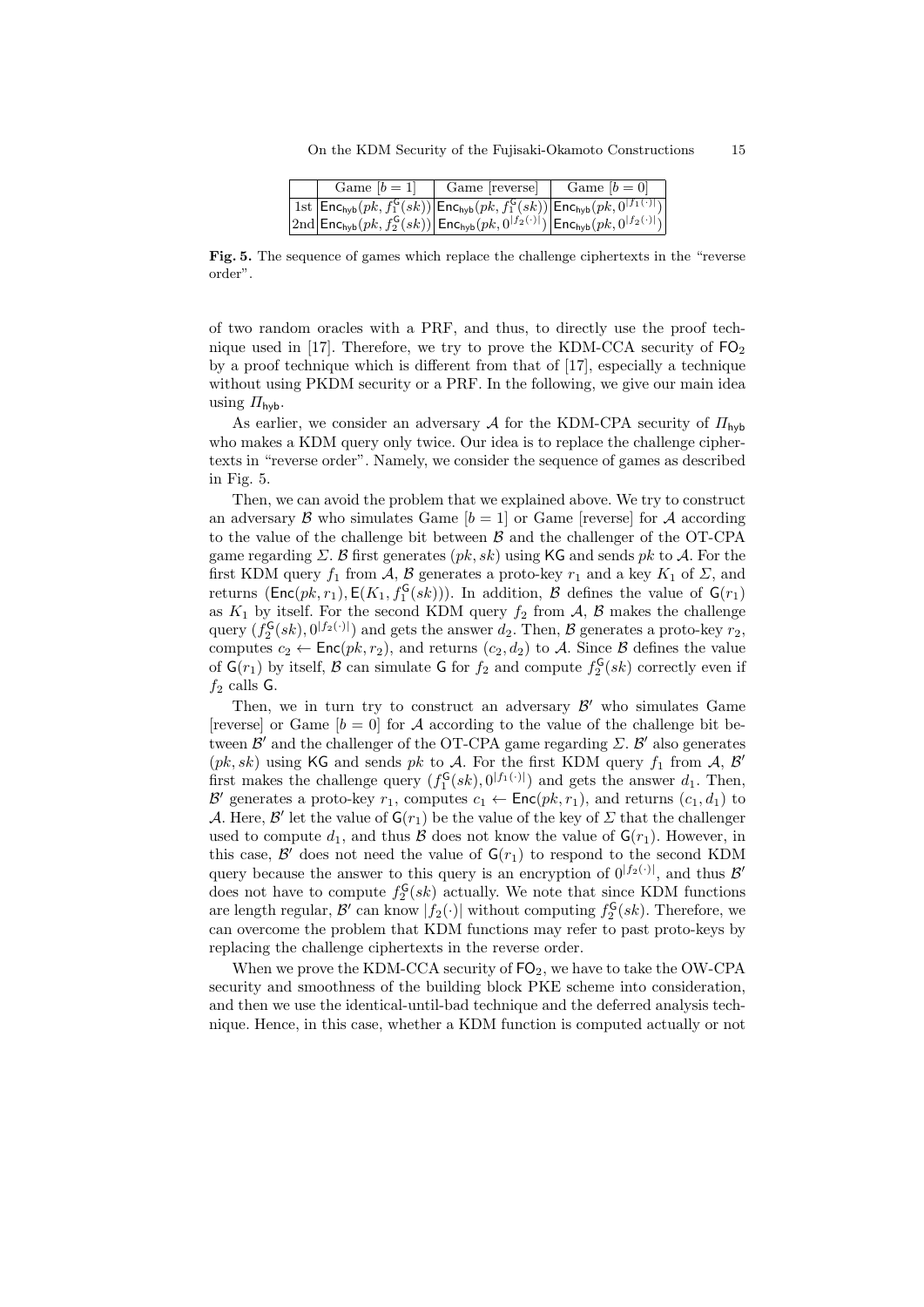|  | Game $[b = 1]$ | Game [reverse] | Game $[b = 0]$ |
|---|---|---|---|
| 1st | $\mathsf{Enc}_{\mathsf{hyb}}(pk, f_1^{\mathsf{G}}(sk))$ | $\mathsf{Enc}_{\mathsf{hyb}}(pk, f_1^{\mathsf{G}}(sk))$ | $\mathsf{Enc}_{\mathsf{hyb}}(pk, 0^{\lvert f_1(\cdot)\rvert})$ |
| 2nd | $\mathsf{Enc}_{\mathsf{hyb}}(pk, f_2^{\mathsf{G}}(sk))$ | $\mathsf{Enc}_{\mathsf{hyb}}(pk, 0^{\lvert f_2(\cdot)\rvert})$ | $\mathsf{Enc}_{\mathsf{hyb}}(pk, 0^{\lvert f_2(\cdot)\rvert})$ |

**Fig. 5.** The sequence of games which replace the challenge ciphertexts in the "reverse order".

of two random oracles with a PRF, and thus, to directly use the proof technique used in [17]. Therefore, we try to prove the KDM-CCA security of $\mathsf{FO}_2$ by a proof technique which is different from that of [17], especially a technique without using PKDM security or a PRF. In the following, we give our main idea using $\Pi_{\mathsf{hyb}}$.

As earlier, we consider an adversary $\mathcal{A}$ for the KDM-CPA security of $\Pi_{\mathsf{hyb}}$ who makes a KDM query only twice. Our idea is to replace the challenge ciphertexts in "reverse order". Namely, we consider the sequence of games as described in Fig. 5.

Then, we can avoid the problem that we explained above. We try to construct an adversary $\mathcal{B}$ who simulates Game $[b = 1]$ or Game [reverse] for $\mathcal{A}$ according to the value of the challenge bit between $\mathcal{B}$ and the challenger of the OT-CPA game regarding $\Sigma$. $\mathcal{B}$ first generates $(pk, sk)$ using $\mathsf{KG}$ and sends $pk$ to $\mathcal{A}$. For the first KDM query $f_1$ from $\mathcal{A}$, $\mathcal{B}$ generates a proto-key $r_1$ and a key $K_1$ of $\Sigma$, and returns $(\mathsf{Enc}(pk, r_1), \mathsf{E}(K_1, f_1^{\mathsf{G}}(sk)))$. In addition, $\mathcal{B}$ defines the value of $\mathsf{G}(r_1)$ as $K_1$ by itself. For the second KDM query $f_2$ from $\mathcal{A}$, $\mathcal{B}$ makes the challenge query $(f_2^{\mathsf{G}}(sk), 0^{\lvert f_2(\cdot)\rvert})$ and gets the answer $d_2$. Then, $\mathcal{B}$ generates a proto-key $r_2$, computes $c_2 \leftarrow \mathsf{Enc}(pk, r_2)$, and returns $(c_2, d_2)$ to $\mathcal{A}$. Since $\mathcal{B}$ defines the value of $\mathsf{G}(r_1)$ by itself, $\mathcal{B}$ can simulate $\mathsf{G}$ for $f_2$ and compute $f_2^{\mathsf{G}}(sk)$ correctly even if $f_2$ calls $\mathsf{G}$.

Then, we in turn try to construct an adversary $\mathcal{B}'$ who simulates Game [reverse] or Game $[b = 0]$ for $\mathcal{A}$ according to the value of the challenge bit between $\mathcal{B}'$ and the challenger of the OT-CPA game regarding $\Sigma$. $\mathcal{B}'$ also generates $(pk, sk)$ using $\mathsf{KG}$ and sends $pk$ to $\mathcal{A}$. For the first KDM query $f_1$ from $\mathcal{A}$, $\mathcal{B}'$ first makes the challenge query $(f_1^{\mathsf{G}}(sk), 0^{\lvert f_1(\cdot)\rvert})$ and gets the answer $d_1$. Then, $\mathcal{B}'$ generates a proto-key $r_1$, computes $c_1 \leftarrow \mathsf{Enc}(pk, r_1)$, and returns $(c_1, d_1)$ to $\mathcal{A}$. Here, $\mathcal{B}'$ let the value of $\mathsf{G}(r_1)$ be the value of the key of $\Sigma$ that the challenger used to compute $d_1$, and thus $\mathcal{B}$ does not know the value of $\mathsf{G}(r_1)$. However, in this case, $\mathcal{B}'$ does not need the value of $\mathsf{G}(r_1)$ to respond to the second KDM query because the answer to this query is an encryption of $0^{\lvert f_2(\cdot)\rvert}$, and thus $\mathcal{B}'$ does not have to compute $f_2^{\mathsf{G}}(sk)$ actually. We note that since KDM functions are length regular, $\mathcal{B}'$ can know $\lvert f_2(\cdot)\rvert$ without computing $f_2^{\mathsf{G}}(sk)$. Therefore, we can overcome the problem that KDM functions may refer to past proto-keys by replacing the challenge ciphertexts in the reverse order.

When we prove the KDM-CCA security of $\mathsf{FO}_2$, we have to take the OW-CPA security and smoothness of the building block PKE scheme into consideration, and then we use the identical-until-bad technique and the deferred analysis technique. Hence, in this case, whether a KDM function is computed actually or not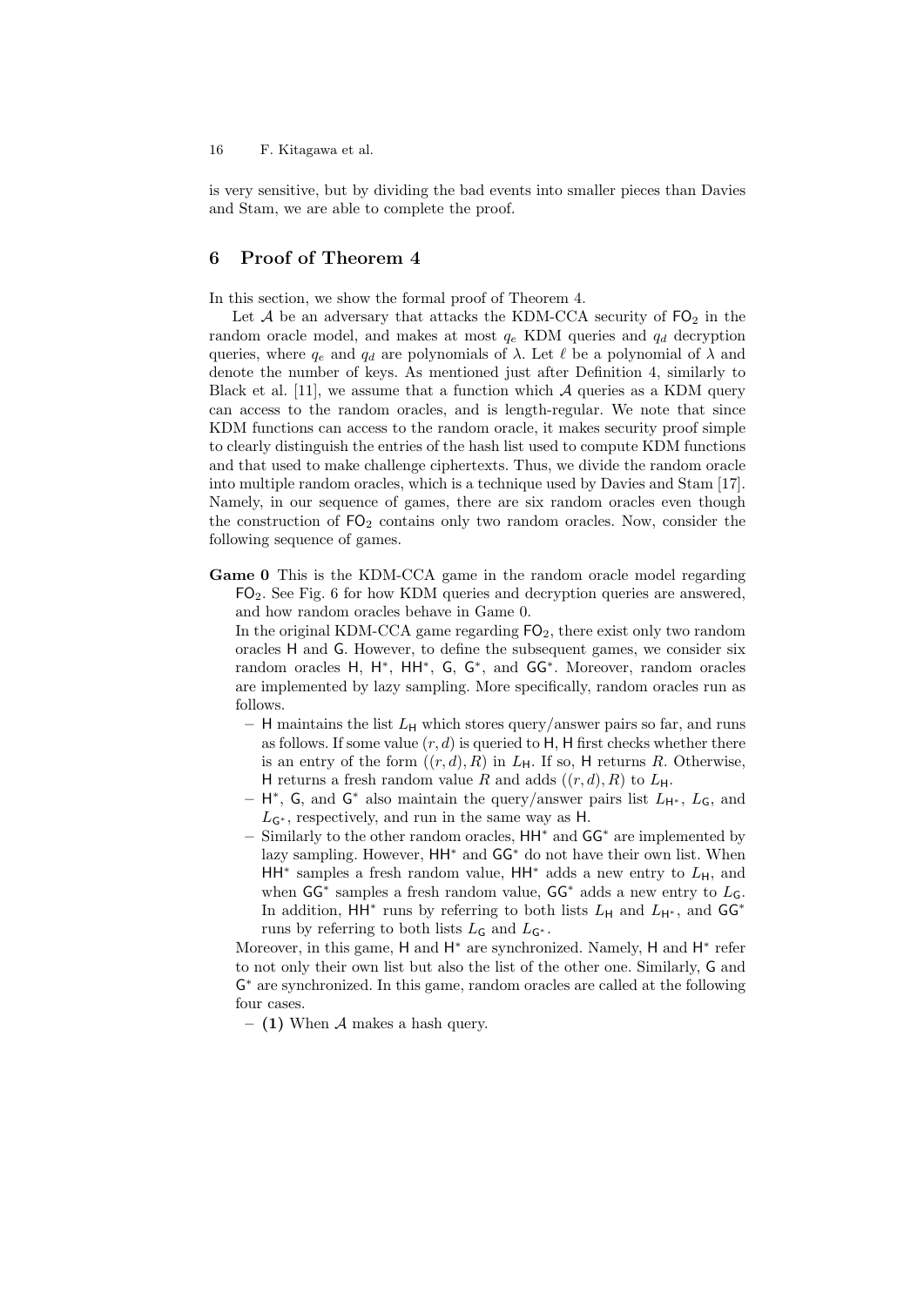is very sensitive, but by dividing the bad events into smaller pieces than Davies and Stam, we are able to complete the proof.

## 6 Proof of Theorem 4

In this section, we show the formal proof of Theorem 4.

Let $\mathcal{A}$ be an adversary that attacks the KDM-CCA security of $\mathsf{FO}_2$ in the random oracle model, and makes at most $q_e$ KDM queries and $q_d$ decryption queries, where $q_e$ and $q_d$ are polynomials of $\lambda$. Let $\ell$ be a polynomial of $\lambda$ and denote the number of keys. As mentioned just after Definition 4, similarly to Black et al. [11], we assume that a function which $\mathcal{A}$ queries as a KDM query can access to the random oracles, and is length-regular. We note that since KDM functions can access to the random oracle, it makes security proof simple to clearly distinguish the entries of the hash list used to compute KDM functions and that used to make challenge ciphertexts. Thus, we divide the random oracle into multiple random oracles, which is a technique used by Davies and Stam [17]. Namely, in our sequence of games, there are six random oracles even though the construction of $\mathsf{FO}_2$ contains only two random oracles. Now, consider the following sequence of games.

**Game 0** This is the KDM-CCA game in the random oracle model regarding $\mathsf{FO}_2$. See Fig. 6 for how KDM queries and decryption queries are answered, and how random oracles behave in Game 0.

In the original KDM-CCA game regarding $\mathsf{FO}_2$, there exist only two random oracles $\mathsf{H}$ and $\mathsf{G}$. However, to define the subsequent games, we consider six random oracles $\mathsf{H}$, $\mathsf{H}^*$, $\mathsf{HH}^*$, $\mathsf{G}$, $\mathsf{G}^*$, and $\mathsf{GG}^*$. Moreover, random oracles are implemented by lazy sampling. More specifically, random oracles run as follows.

- $\mathsf{H}$ maintains the list $L_{\mathsf{H}}$ which stores query/answer pairs so far, and runs as follows. If some value $(r, d)$ is queried to $\mathsf{H}$, $\mathsf{H}$ first checks whether there is an entry of the form $((r, d), R)$ in $L_{\mathsf{H}}$. If so, $\mathsf{H}$ returns $R$. Otherwise, $\mathsf{H}$ returns a fresh random value $R$ and adds $((r, d), R)$ to $L_{\mathsf{H}}$.
- $\mathsf{H}^*$, $\mathsf{G}$, and $\mathsf{G}^*$ also maintain the query/answer pairs list $L_{\mathsf{H}^*}$, $L_{\mathsf{G}}$, and $L_{\mathsf{G}^*}$, respectively, and run in the same way as $\mathsf{H}$.
- Similarly to the other random oracles, $\mathsf{HH}^*$ and $\mathsf{GG}^*$ are implemented by lazy sampling. However, $\mathsf{HH}^*$ and $\mathsf{GG}^*$ do not have their own list. When $\mathsf{HH}^*$ samples a fresh random value, $\mathsf{HH}^*$ adds a new entry to $L_{\mathsf{H}}$, and when $\mathsf{GG}^*$ samples a fresh random value, $\mathsf{GG}^*$ adds a new entry to $L_{\mathsf{G}}$. In addition, $\mathsf{HH}^*$ runs by referring to both lists $L_{\mathsf{H}}$ and $L_{\mathsf{H}^*}$, and $\mathsf{GG}^*$ runs by referring to both lists $L_{\mathsf{G}}$ and $L_{\mathsf{G}^*}$.

Moreover, in this game, $\mathsf{H}$ and $\mathsf{H}^*$ are synchronized. Namely, $\mathsf{H}$ and $\mathsf{H}^*$ refer to not only their own list but also the list of the other one. Similarly, $\mathsf{G}$ and $\mathsf{G}^*$ are synchronized. In this game, random oracles are called at the following four cases.

- **(1)** When $\mathcal{A}$ makes a hash query.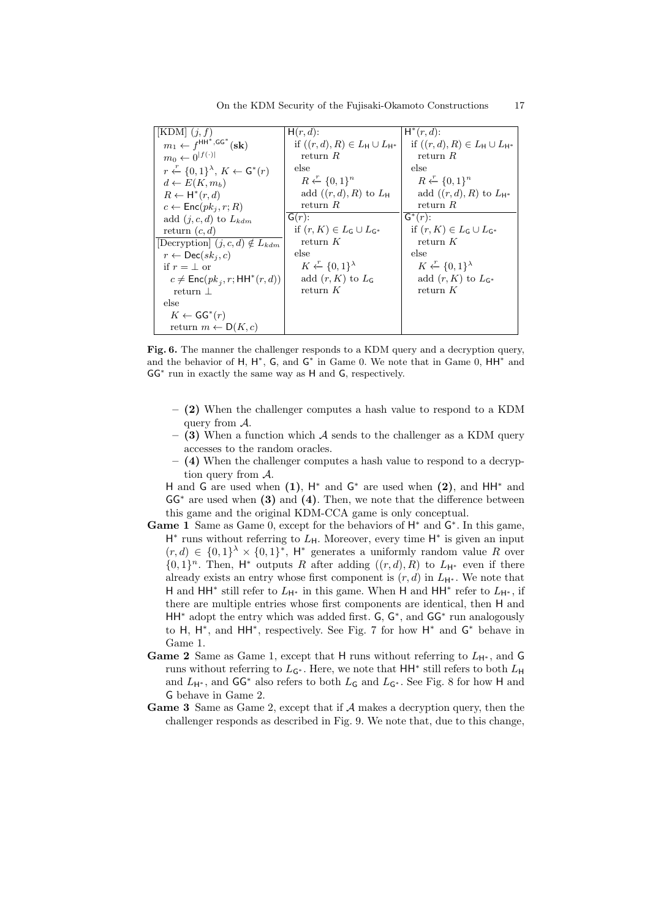| [KDM] $(j, f)$ | $\mathsf{H}(r, d)$: | $\mathsf{H}^*(r, d)$: |
|---|---|---|
| $m_1 \leftarrow f^{\mathsf{HH}^*, \mathsf{GG}^*}(\mathbf{sk})$ | if $((r, d), R) \in L_{\mathsf{H}} \cup L_{\mathsf{H}^*}$ | if $((r, d), R) \in L_{\mathsf{H}} \cup L_{\mathsf{H}^*}$ |
| $m_0 \leftarrow 0^{\lvert f(\cdot) \rvert}$ | return $R$ | return $R$ |
| $r \xleftarrow{r} \{0,1\}^\lambda$, $K \leftarrow \mathsf{G}^*(r)$ | else | else |
| $d \leftarrow E(K, m_b)$ | $R \xleftarrow{r} \{0,1\}^n$ | $R \xleftarrow{r} \{0,1\}^n$ |
| $R \leftarrow \mathsf{H}^*(r, d)$ | add $((r, d), R)$ to $L_{\mathsf{H}}$ | add $((r, d), R)$ to $L_{\mathsf{H}^*}$ |
| $c \leftarrow \mathsf{Enc}(pk_j, r; R)$ | return $R$ | return $R$ |
| add $(j, c, d)$ to $L_{kdm}$ | $\mathsf{G}(r)$: | $\mathsf{G}^*(r)$: |
| return $(c, d)$ | if $(r, K) \in L_{\mathsf{G}} \cup L_{\mathsf{G}^*}$ | if $(r, K) \in L_{\mathsf{G}} \cup L_{\mathsf{G}^*}$ |
| [Decryption] $(j, c, d) \notin L_{kdm}$ | return $K$ | return $K$ |
| $r \leftarrow \mathsf{Dec}(sk_j, c)$ | else | else |
| if $r = \perp$ or | $K \xleftarrow{r} \{0,1\}^\lambda$ | $K \xleftarrow{r} \{0,1\}^\lambda$ |
| $c \neq \mathsf{Enc}(pk_j, r; \mathsf{HH}^*(r, d))$ | add $(r, K)$ to $L_{\mathsf{G}}$ | add $(r, K)$ to $L_{\mathsf{G}^*}$ |
| return $\perp$ | return $K$ | return $K$ |
| else | | |
| $K \leftarrow \mathsf{GG}^*(r)$ | | |
| return $m \leftarrow \mathsf{D}(K, c)$ | | |

**Fig. 6.** The manner the challenger responds to a KDM query and a decryption query, and the behavior of $\mathsf{H}$, $\mathsf{H}^*$, $\mathsf{G}$, and $\mathsf{G}^*$ in Game 0. We note that in Game 0, $\mathsf{HH}^*$ and $\mathsf{GG}^*$ run in exactly the same way as $\mathsf{H}$ and $\mathsf{G}$, respectively.

- **(2)** When the challenger computes a hash value to respond to a KDM query from $\mathcal{A}$.
- **(3)** When a function which $\mathcal{A}$ sends to the challenger as a KDM query accesses to the random oracles.
- **(4)** When the challenger computes a hash value to respond to a decryption query from $\mathcal{A}$.

$\mathsf{H}$ and $\mathsf{G}$ are used when **(1)**, $\mathsf{H}^*$ and $\mathsf{G}^*$ are used when **(2)**, and $\mathsf{HH}^*$ and $\mathsf{GG}^*$ are used when **(3)** and **(4)**. Then, we note that the difference between this game and the original KDM-CCA game is only conceptual.

**Game 1** Same as Game 0, except for the behaviors of $\mathsf{H}^*$ and $\mathsf{G}^*$. In this game, $\mathsf{H}^*$ runs without referring to $L_{\mathsf{H}}$. Moreover, every time $\mathsf{H}^*$ is given an input $(r, d) \in \{0,1\}^\lambda \times \{0,1\}^*$, $\mathsf{H}^*$ generates a uniformly random value $R$ over $\{0,1\}^n$. Then, $\mathsf{H}^*$ outputs $R$ after adding $((r, d), R)$ to $L_{\mathsf{H}^*}$ even if there already exists an entry whose first component is $(r, d)$ in $L_{\mathsf{H}^*}$. We note that $\mathsf{H}$ and $\mathsf{HH}^*$ still refer to $L_{\mathsf{H}^*}$ in this game. When $\mathsf{H}$ and $\mathsf{HH}^*$ refer to $L_{\mathsf{H}^*}$, if there are multiple entries whose first components are identical, then $\mathsf{H}$ and $\mathsf{HH}^*$ adopt the entry which was added first. $\mathsf{G}$, $\mathsf{G}^*$, and $\mathsf{GG}^*$ run analogously to $\mathsf{H}$, $\mathsf{H}^*$, and $\mathsf{HH}^*$, respectively. See Fig. 7 for how $\mathsf{H}^*$ and $\mathsf{G}^*$ behave in Game 1.

**Game 2** Same as Game 1, except that $\mathsf{H}$ runs without referring to $L_{\mathsf{H}^*}$, and $\mathsf{G}$ runs without referring to $L_{\mathsf{G}^*}$. Here, we note that $\mathsf{HH}^*$ still refers to both $L_{\mathsf{H}}$ and $L_{\mathsf{H}^*}$, and $\mathsf{GG}^*$ also refers to both $L_{\mathsf{G}}$ and $L_{\mathsf{G}^*}$. See Fig. 8 for how $\mathsf{H}$ and $\mathsf{G}$ behave in Game 2.

**Game 3** Same as Game 2, except that if $\mathcal{A}$ makes a decryption query, then the challenger responds as described in Fig. 9. We note that, due to this change,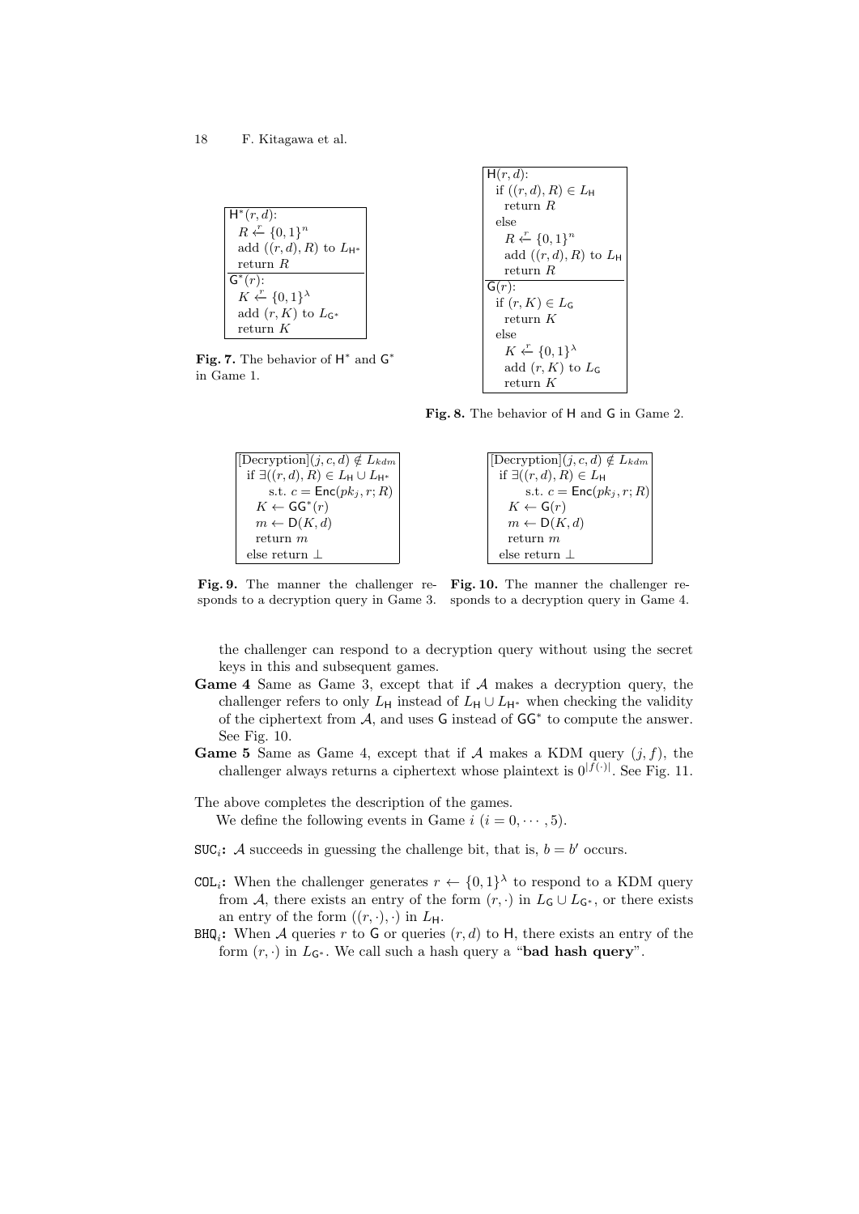```
H*(r, d):
  R ←r {0,1}^n
  add ((r, d), R) to L_H*
  return R
-------------------------
G*(r):
  K ←r {0,1}^λ
  add (r, K) to L_G*
  return K
```

**Fig. 7.** The behavior of $\mathsf{H}^*$ and $\mathsf{G}^*$ in Game 1.

```
H(r, d):
  if ((r, d), R) ∈ L_H
    return R
  else
    R ←r {0,1}^n
    add ((r, d), R) to L_H
    return R
-------------------------
G(r):
  if (r, K) ∈ L_G
    return K
  else
    K ←r {0,1}^λ
    add (r, K) to L_G
    return K
```

**Fig. 8.** The behavior of $\mathsf{H}$ and $\mathsf{G}$ in Game 2.

```
[Decryption](j, c, d) ∉ L_kdm
  if ∃((r, d), R) ∈ L_H ∪ L_H*
      s.t. c = Enc(pk_j, r; R)
    K ← GG*(r)
    m ← D(K, d)
    return m
  else return ⊥
```

**Fig. 9.** The manner the challenger responds to a decryption query in Game 3.

```
[Decryption](j, c, d) ∉ L_kdm
  if ∃((r, d), R) ∈ L_H
      s.t. c = Enc(pk_j, r; R)
    K ← G(r)
    m ← D(K, d)
    return m
  else return ⊥
```

**Fig. 10.** The manner the challenger responds to a decryption query in Game 4.

the challenger can respond to a decryption query without using the secret keys in this and subsequent games.

**Game 4** Same as Game 3, except that if $\mathcal{A}$ makes a decryption query, the challenger refers to only $L_{\mathsf{H}}$ instead of $L_{\mathsf{H}} \cup L_{\mathsf{H}^*}$ when checking the validity of the ciphertext from $\mathcal{A}$, and uses $\mathsf{G}$ instead of $\mathsf{GG}^*$ to compute the answer. See Fig. 10.

**Game 5** Same as Game 4, except that if $\mathcal{A}$ makes a KDM query $(j, f)$, the challenger always returns a ciphertext whose plaintext is $0^{|f(\cdot)|}$. See Fig. 11.

The above completes the description of the games.

We define the following events in Game $i$ $(i = 0, \cdots, 5)$.

- $\mathtt{SUC}_i$**:** $\mathcal{A}$ succeeds in guessing the challenge bit, that is, $b = b'$ occurs.
- $\mathtt{COL}_i$**:** When the challenger generates $r \leftarrow \{0,1\}^\lambda$ to respond to a KDM query from $\mathcal{A}$, there exists an entry of the form $(r, \cdot)$ in $L_{\mathsf{G}} \cup L_{\mathsf{G}^*}$, or there exists an entry of the form $((r, \cdot), \cdot)$ in $L_{\mathsf{H}}$.
- $\mathtt{BHQ}_i$**:** When $\mathcal{A}$ queries $r$ to $\mathsf{G}$ or queries $(r, d)$ to $\mathsf{H}$, there exists an entry of the form $(r, \cdot)$ in $L_{\mathsf{G}^*}$. We call such a hash query a "**bad hash query**".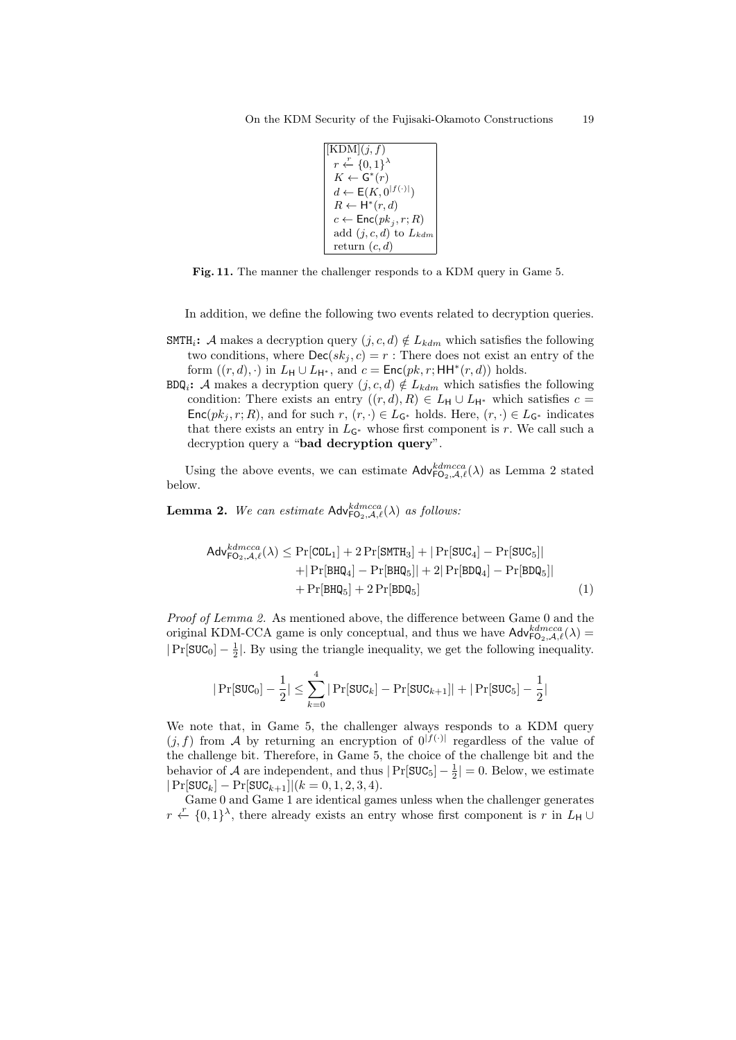```
[KDM](j, f)
  r ←r {0,1}^λ
  K ← G*(r)
  d ← E(K, 0^{|f(·)|})
  R ← H*(r, d)
  c ← Enc(pk_j, r; R)
  add (j, c, d) to L_kdm
  return (c, d)
```

**Fig. 11.** The manner the challenger responds to a KDM query in Game 5.

In addition, we define the following two events related to decryption queries.

$\mathtt{SMTH}_i$**:** $\mathcal{A}$ makes a decryption query $(j, c, d) \notin L_{kdm}$ which satisfies the following two conditions, where $\mathsf{Dec}(sk_j, c) = r$ : There does not exist an entry of the form $((r, d), \cdot)$ in $L_{\mathsf{H}} \cup L_{\mathsf{H}^*}$, and $c = \mathsf{Enc}(pk, r; \mathsf{HH}^*(r, d))$ holds.

$\mathtt{BDQ}_i$**:** $\mathcal{A}$ makes a decryption query $(j, c, d) \notin L_{kdm}$ which satisfies the following condition: There exists an entry $((r, d), R) \in L_{\mathsf{H}} \cup L_{\mathsf{H}^*}$ which satisfies $c = \mathsf{Enc}(pk_j, r; R)$, and for such $r$, $(r, \cdot) \in L_{\mathsf{G}^*}$ holds. Here, $(r, \cdot) \in L_{\mathsf{G}^*}$ indicates that there exists an entry in $L_{\mathsf{G}^*}$ whose first component is $r$. We call such a decryption query a "**bad decryption query**".

Using the above events, we can estimate $\mathsf{Adv}^{kdmcca}_{\mathsf{FO}_2,\mathcal{A},\ell}(\lambda)$ as Lemma 2 stated below.

**Lemma 2.** *We can estimate* $\mathsf{Adv}^{kdmcca}_{\mathsf{FO}_2,\mathcal{A},\ell}(\lambda)$ *as follows:*

$$\begin{aligned}
\mathsf{Adv}^{kdmcca}_{\mathsf{FO}_2,\mathcal{A},\ell}(\lambda) \leq\ & \Pr[\mathtt{COL}_1] + 2\Pr[\mathtt{SMTH}_3] + |\Pr[\mathtt{SUC}_4] - \Pr[\mathtt{SUC}_5]| \\
& + |\Pr[\mathtt{BHQ}_4] - \Pr[\mathtt{BHQ}_5]| + 2|\Pr[\mathtt{BDQ}_4] - \Pr[\mathtt{BDQ}_5]| \\
& + \Pr[\mathtt{BHQ}_5] + 2\Pr[\mathtt{BDQ}_5]
\end{aligned} \tag{1}$$

*Proof of Lemma 2.* As mentioned above, the difference between Game 0 and the original KDM-CCA game is only conceptual, and thus we have $\mathsf{Adv}^{kdmcca}_{\mathsf{FO}_2,\mathcal{A},\ell}(\lambda) = |\Pr[\mathtt{SUC}_0] - \frac{1}{2}|$. By using the triangle inequality, we get the following inequality.

$$|\Pr[\mathtt{SUC}_0] - \frac{1}{2}| \leq \sum_{k=0}^{4} |\Pr[\mathtt{SUC}_k] - \Pr[\mathtt{SUC}_{k+1}]| + |\Pr[\mathtt{SUC}_5] - \frac{1}{2}|$$

We note that, in Game 5, the challenger always responds to a KDM query $(j, f)$ from $\mathcal{A}$ by returning an encryption of $0^{|f(\cdot)|}$ regardless of the value of the challenge bit. Therefore, in Game 5, the choice of the challenge bit and the behavior of $\mathcal{A}$ are independent, and thus $|\Pr[\mathtt{SUC}_5] - \frac{1}{2}| = 0$. Below, we estimate $|\Pr[\mathtt{SUC}_k] - \Pr[\mathtt{SUC}_{k+1}]| (k = 0, 1, 2, 3, 4)$.

Game 0 and Game 1 are identical games unless when the challenger generates $r \xleftarrow{r} \{0,1\}^\lambda$, there already exists an entry whose first component is $r$ in $L_{\mathsf{H}} \cup$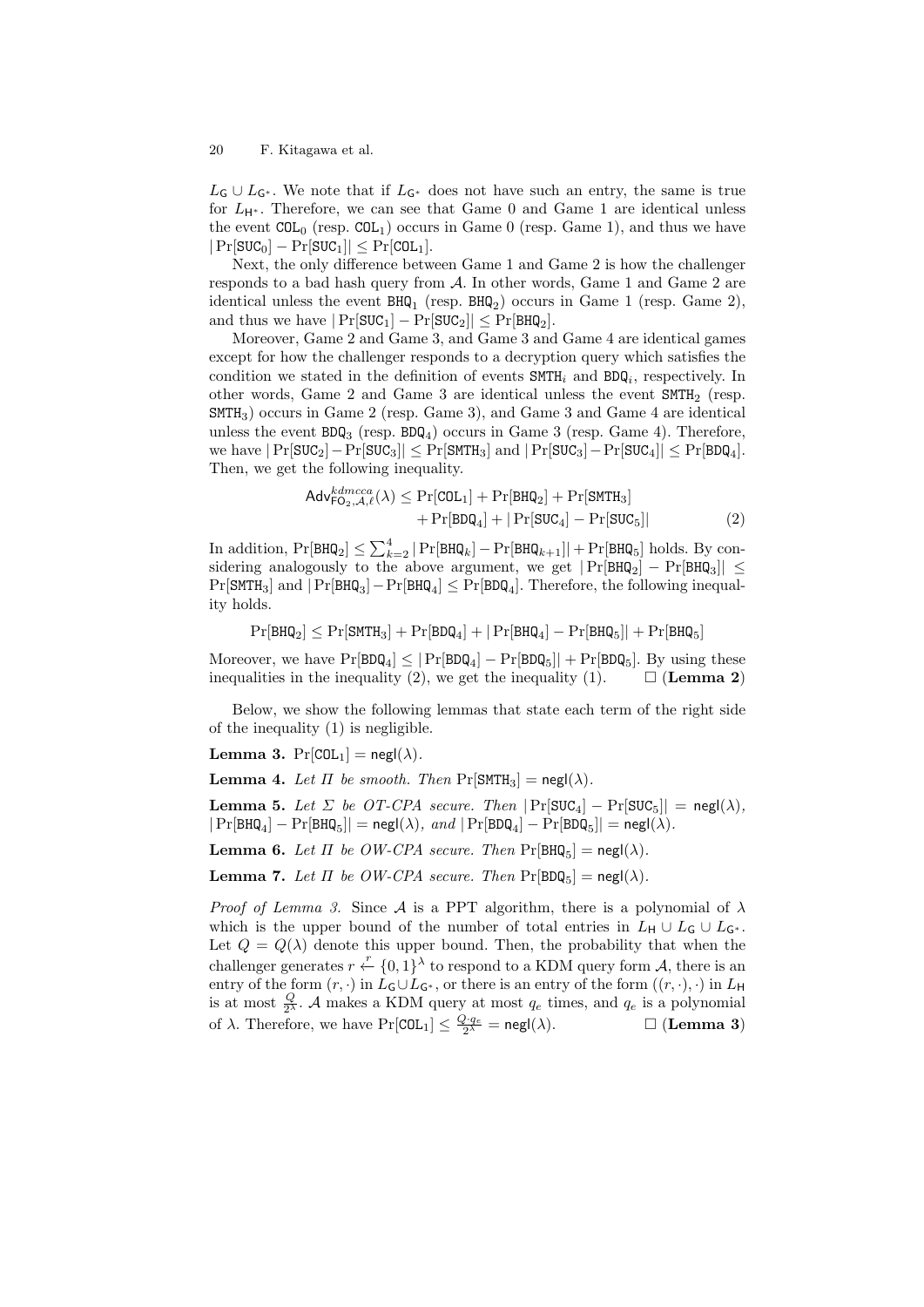$L_{\mathsf{G}} \cup L_{\mathsf{G}^*}$. We note that if $L_{\mathsf{G}^*}$ does not have such an entry, the same is true for $L_{\mathsf{H}^*}$. Therefore, we can see that Game 0 and Game 1 are identical unless the event $\mathtt{COL}_0$ (resp. $\mathtt{COL}_1$) occurs in Game 0 (resp. Game 1), and thus we have $|\Pr[\mathtt{SUC}_0] - \Pr[\mathtt{SUC}_1]| \leq \Pr[\mathtt{COL}_1]$.

Next, the only difference between Game 1 and Game 2 is how the challenger responds to a bad hash query from $\mathcal{A}$. In other words, Game 1 and Game 2 are identical unless the event $\mathtt{BHQ}_1$ (resp. $\mathtt{BHQ}_2$) occurs in Game 1 (resp. Game 2), and thus we have $|\Pr[\mathtt{SUC}_1] - \Pr[\mathtt{SUC}_2]| \leq \Pr[\mathtt{BHQ}_2]$.

Moreover, Game 2 and Game 3, and Game 3 and Game 4 are identical games except for how the challenger responds to a decryption query which satisfies the condition we stated in the definition of events $\mathtt{SMTH}_i$ and $\mathtt{BDQ}_i$, respectively. In other words, Game 2 and Game 3 are identical unless the event $\mathtt{SMTH}_2$ (resp. $\mathtt{SMTH}_3$) occurs in Game 2 (resp. Game 3), and Game 3 and Game 4 are identical unless the event $\mathtt{BDQ}_3$ (resp. $\mathtt{BDQ}_4$) occurs in Game 3 (resp. Game 4). Therefore, we have $|\Pr[\mathtt{SUC}_2] - \Pr[\mathtt{SUC}_3]| \leq \Pr[\mathtt{SMTH}_3]$ and $|\Pr[\mathtt{SUC}_3] - \Pr[\mathtt{SUC}_4]| \leq \Pr[\mathtt{BDQ}_4]$. Then, we get the following inequality.

$$\begin{aligned}\mathsf{Adv}^{kdmcca}_{\mathsf{FO}_2,\mathcal{A},\ell}(\lambda) \leq{}& \Pr[\mathtt{COL}_1] + \Pr[\mathtt{BHQ}_2] + \Pr[\mathtt{SMTH}_3] \\ &+ \Pr[\mathtt{BDQ}_4] + |\Pr[\mathtt{SUC}_4] - \Pr[\mathtt{SUC}_5]| \end{aligned} \tag{2}$$

In addition, $\Pr[\mathtt{BHQ}_2] \leq \sum_{k=2}^{4} |\Pr[\mathtt{BHQ}_k] - \Pr[\mathtt{BHQ}_{k+1}]| + \Pr[\mathtt{BHQ}_5]$ holds. By considering analogously to the above argument, we get $|\Pr[\mathtt{BHQ}_2] - \Pr[\mathtt{BHQ}_3]| \leq \Pr[\mathtt{SMTH}_3]$ and $|\Pr[\mathtt{BHQ}_3] - \Pr[\mathtt{BHQ}_4]| \leq \Pr[\mathtt{BDQ}_4]$. Therefore, the following inequality holds.

$$\Pr[\mathtt{BHQ}_2] \leq \Pr[\mathtt{SMTH}_3] + \Pr[\mathtt{BDQ}_4] + |\Pr[\mathtt{BHQ}_4] - \Pr[\mathtt{BHQ}_5]| + \Pr[\mathtt{BHQ}_5]$$

Moreover, we have $\Pr[\mathtt{BDQ}_4] \leq |\Pr[\mathtt{BDQ}_4] - \Pr[\mathtt{BDQ}_5]| + \Pr[\mathtt{BDQ}_5]$. By using these inequalities in the inequality (2), we get the inequality (1). $\square$ (**Lemma 2**)

Below, we show the following lemmas that state each term of the right side of the inequality (1) is negligible.

**Lemma 3.** $\Pr[\mathtt{COL}_1] = \mathsf{negl}(\lambda)$.

**Lemma 4.** *Let $\Pi$ be smooth. Then* $\Pr[\mathtt{SMTH}_3] = \mathsf{negl}(\lambda)$.

**Lemma 5.** *Let $\Sigma$ be OT-CPA secure. Then* $|\Pr[\mathtt{SUC}_4] - \Pr[\mathtt{SUC}_5]| = \mathsf{negl}(\lambda)$, $|\Pr[\mathtt{BHQ}_4] - \Pr[\mathtt{BHQ}_5]| = \mathsf{negl}(\lambda)$, *and* $|\Pr[\mathtt{BDQ}_4] - \Pr[\mathtt{BDQ}_5]| = \mathsf{negl}(\lambda)$.

**Lemma 6.** *Let $\Pi$ be OW-CPA secure. Then* $\Pr[\mathtt{BHQ}_5] = \mathsf{negl}(\lambda)$.

**Lemma 7.** *Let $\Pi$ be OW-CPA secure. Then* $\Pr[\mathtt{BDQ}_5] = \mathsf{negl}(\lambda)$.

*Proof of Lemma 3.* Since $\mathcal{A}$ is a PPT algorithm, there is a polynomial of $\lambda$ which is the upper bound of the number of total entries in $L_{\mathsf{H}} \cup L_{\mathsf{G}} \cup L_{\mathsf{G}^*}$. Let $Q = Q(\lambda)$ denote this upper bound. Then, the probability that when the challenger generates $r \xleftarrow{r} \{0,1\}^\lambda$ to respond to a KDM query form $\mathcal{A}$, there is an entry of the form $(r, \cdot)$ in $L_{\mathsf{G}} \cup L_{\mathsf{G}^*}$, or there is an entry of the form $((r, \cdot), \cdot)$ in $L_{\mathsf{H}}$ is at most $\frac{Q}{2^\lambda}$. $\mathcal{A}$ makes a KDM query at most $q_e$ times, and $q_e$ is a polynomial of $\lambda$. Therefore, we have $\Pr[\mathtt{COL}_1] \leq \frac{Q \cdot q_e}{2^\lambda} = \mathsf{negl}(\lambda)$. $\square$ (**Lemma 3**)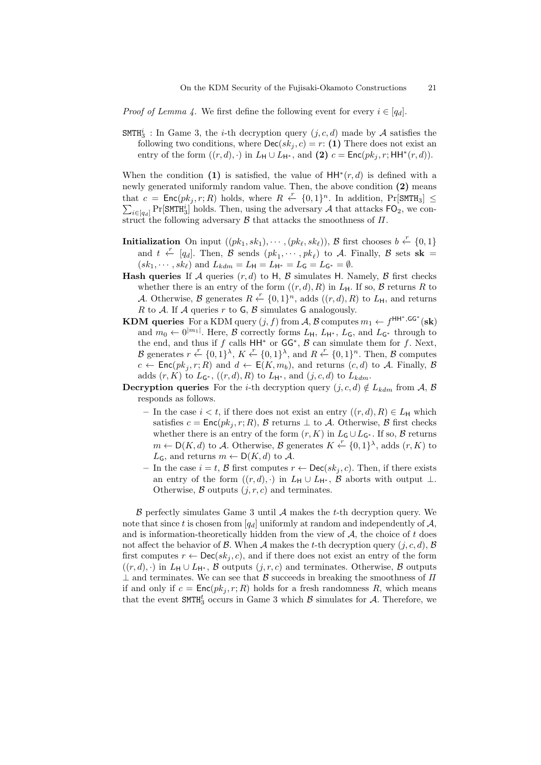*Proof of Lemma 4.* We first define the following event for every $i \in [q_d]$.

$\mathtt{SMTH}_3^i$ : In Game 3, the $i$-th decryption query $(j, c, d)$ made by $\mathcal{A}$ satisfies the following two conditions, where $\mathsf{Dec}(sk_j, c) = r$: **(1)** There does not exist an entry of the form $((r, d), \cdot)$ in $L_{\mathsf{H}} \cup L_{\mathsf{H}^*}$, and **(2)** $c = \mathsf{Enc}(pk_j, r; \mathsf{HH}^*(r, d))$.

When the condition **(1)** is satisfied, the value of $\mathsf{HH}^*(r, d)$ is defined with a newly generated uniformly random value. Then, the above condition **(2)** means that $c = \mathsf{Enc}(pk_j, r; R)$ holds, where $R \xleftarrow{r} \{0,1\}^n$. In addition, $\Pr[\mathtt{SMTH}_3] \leq \sum_{i \in [q_d]} \Pr[\mathtt{SMTH}_3^i]$ holds. Then, using the adversary $\mathcal{A}$ that attacks $\mathsf{FO}_2$, we construct the following adversary $\mathcal{B}$ that attacks the smoothness of $\Pi$.

**Initialization** On input $((pk_1, sk_1), \cdots, (pk_\ell, sk_\ell))$, $\mathcal{B}$ first chooses $b \xleftarrow{r} \{0,1\}$ and $t \xleftarrow{r} [q_d]$. Then, $\mathcal{B}$ sends $(pk_1, \cdots, pk_\ell)$ to $\mathcal{A}$. Finally, $\mathcal{B}$ sets $\mathbf{sk} = (sk_1, \cdots, sk_\ell)$ and $L_{kdm} = L_{\mathsf{H}} = L_{\mathsf{H}^*} = L_{\mathsf{G}} = L_{\mathsf{G}^*} = \emptyset$.

**Hash queries** If $\mathcal{A}$ queries $(r, d)$ to $\mathsf{H}$, $\mathcal{B}$ simulates $\mathsf{H}$. Namely, $\mathcal{B}$ first checks whether there is an entry of the form $((r, d), R)$ in $L_{\mathsf{H}}$. If so, $\mathcal{B}$ returns $R$ to $\mathcal{A}$. Otherwise, $\mathcal{B}$ generates $R \xleftarrow{r} \{0,1\}^n$, adds $((r, d), R)$ to $L_{\mathsf{H}}$, and returns $R$ to $\mathcal{A}$. If $\mathcal{A}$ queries $r$ to $\mathsf{G}$, $\mathcal{B}$ simulates $\mathsf{G}$ analogously.

**KDM queries** For a KDM query $(j, f)$ from $\mathcal{A}$, $\mathcal{B}$ computes $m_1 \leftarrow f^{\mathsf{HH}^*, \mathsf{GG}^*}(\mathbf{sk})$ and $m_0 \leftarrow 0^{|m_1|}$. Here, $\mathcal{B}$ correctly forms $L_{\mathsf{H}}$, $L_{\mathsf{H}^*}$, $L_{\mathsf{G}}$, and $L_{\mathsf{G}^*}$ through to the end, and thus if $f$ calls $\mathsf{HH}^*$ or $\mathsf{GG}^*$, $\mathcal{B}$ can simulate them for $f$. Next, $\mathcal{B}$ generates $r \xleftarrow{r} \{0,1\}^\lambda$, $K \xleftarrow{r} \{0,1\}^\lambda$, and $R \xleftarrow{r} \{0,1\}^n$. Then, $\mathcal{B}$ computes $c \leftarrow \mathsf{Enc}(pk_j, r; R)$ and $d \leftarrow \mathsf{E}(K, m_b)$, and returns $(c, d)$ to $\mathcal{A}$. Finally, $\mathcal{B}$ adds $(r, K)$ to $L_{\mathsf{G}^*}$, $((r, d), R)$ to $L_{\mathsf{H}^*}$, and $(j, c, d)$ to $L_{kdm}$.

**Decryption queries** For the $i$-th decryption query $(j, c, d) \notin L_{kdm}$ from $\mathcal{A}$, $\mathcal{B}$ responds as follows.

- In the case $i < t$, if there does not exist an entry $((r, d), R) \in L_{\mathsf{H}}$ which satisfies $c = \mathsf{Enc}(pk_j, r; R)$, $\mathcal{B}$ returns $\perp$ to $\mathcal{A}$. Otherwise, $\mathcal{B}$ first checks whether there is an entry of the form $(r, K)$ in $L_{\mathsf{G}} \cup L_{\mathsf{G}^*}$. If so, $\mathcal{B}$ returns $m \leftarrow \mathsf{D}(K, d)$ to $\mathcal{A}$. Otherwise, $\mathcal{B}$ generates $K \xleftarrow{r} \{0,1\}^\lambda$, adds $(r, K)$ to $L_{\mathsf{G}}$, and returns $m \leftarrow \mathsf{D}(K, d)$ to $\mathcal{A}$.
- In the case $i = t$, $\mathcal{B}$ first computes $r \leftarrow \mathsf{Dec}(sk_j, c)$. Then, if there exists an entry of the form $((r, d), \cdot)$ in $L_{\mathsf{H}} \cup L_{\mathsf{H}^*}$, $\mathcal{B}$ aborts with output $\perp$. Otherwise, $\mathcal{B}$ outputs $(j, r, c)$ and terminates.

$\mathcal{B}$ perfectly simulates Game 3 until $\mathcal{A}$ makes the $t$-th decryption query. We note that since $t$ is chosen from $[q_d]$ uniformly at random and independently of $\mathcal{A}$, and is information-theoretically hidden from the view of $\mathcal{A}$, the choice of $t$ does not affect the behavior of $\mathcal{B}$. When $\mathcal{A}$ makes the $t$-th decryption query $(j, c, d)$, $\mathcal{B}$ first computes $r \leftarrow \mathsf{Dec}(sk_j, c)$, and if there does not exist an entry of the form $((r, d), \cdot)$ in $L_{\mathsf{H}} \cup L_{\mathsf{H}^*}$, $\mathcal{B}$ outputs $(j, r, c)$ and terminates. Otherwise, $\mathcal{B}$ outputs $\perp$ and terminates. We can see that $\mathcal{B}$ succeeds in breaking the smoothness of $\Pi$ if and only if $c = \mathsf{Enc}(pk_j, r; R)$ holds for a fresh randomness $R$, which means that the event $\mathtt{SMTH}_3^t$ occurs in Game 3 which $\mathcal{B}$ simulates for $\mathcal{A}$. Therefore, we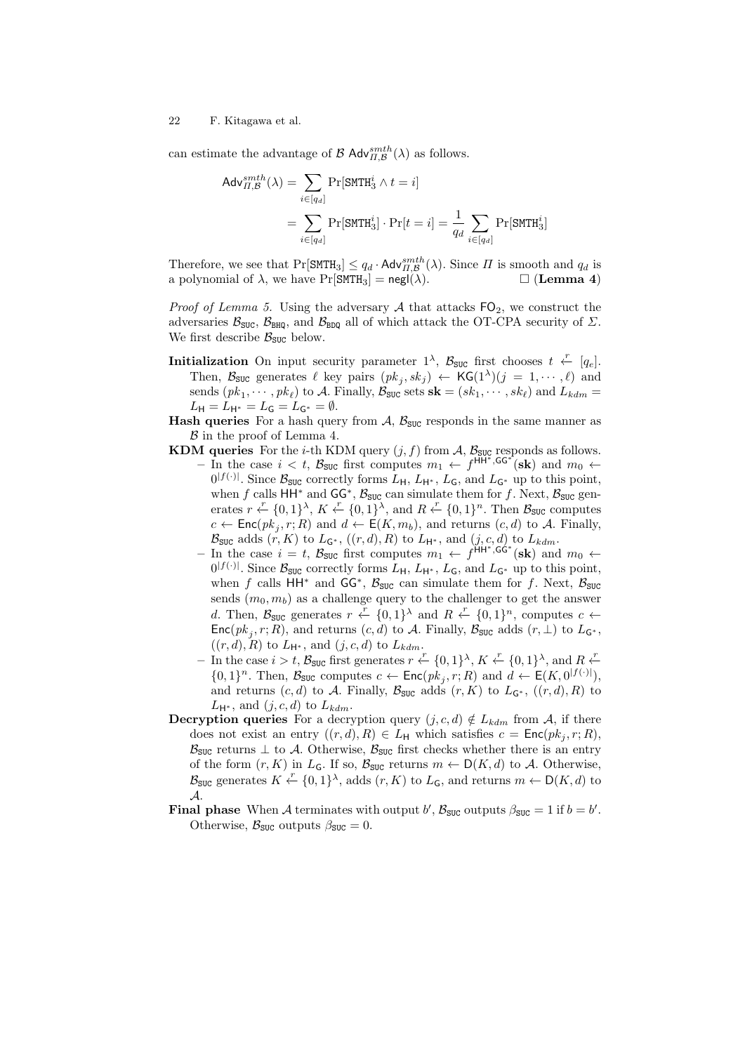can estimate the advantage of $\mathcal{B}$ $\mathsf{Adv}^{smth}_{\Pi,\mathcal{B}}(\lambda)$ as follows.

$$\mathsf{Adv}^{smth}_{\Pi,\mathcal{B}}(\lambda) = \sum_{i\in[q_d]} \Pr[\mathtt{SMTH}^i_3 \wedge t = i]$$
$$= \sum_{i\in[q_d]} \Pr[\mathtt{SMTH}^i_3] \cdot \Pr[t = i] = \frac{1}{q_d} \sum_{i\in[q_d]} \Pr[\mathtt{SMTH}^i_3]$$

Therefore, we see that $\Pr[\mathtt{SMTH}_3] \leq q_d \cdot \mathsf{Adv}^{smth}_{\Pi,\mathcal{B}}(\lambda)$. Since $\Pi$ is smooth and $q_d$ is a polynomial of $\lambda$, we have $\Pr[\mathtt{SMTH}_3] = \mathsf{negl}(\lambda)$. $\square$ (**Lemma 4**)

*Proof of Lemma 5.* Using the adversary $\mathcal{A}$ that attacks $\mathsf{FO}_2$, we construct the adversaries $\mathcal{B}_{\mathtt{SUC}}$, $\mathcal{B}_{\mathtt{BHQ}}$, and $\mathcal{B}_{\mathtt{BDQ}}$ all of which attack the OT-CPA security of $\Sigma$. We first describe $\mathcal{B}_{\mathtt{SUC}}$ below.

**Initialization** On input security parameter $1^\lambda$, $\mathcal{B}_{\mathtt{SUC}}$ first chooses $t \xleftarrow{r} [q_e]$. Then, $\mathcal{B}_{\mathtt{SUC}}$ generates $\ell$ key pairs $(pk_j, sk_j) \leftarrow \mathsf{KG}(1^\lambda)(j = 1, \cdots, \ell)$ and sends $(pk_1, \cdots, pk_\ell)$ to $\mathcal{A}$. Finally, $\mathcal{B}_{\mathtt{SUC}}$ sets $\mathbf{sk} = (sk_1, \cdots, sk_\ell)$ and $L_{kdm} = L_{\mathsf{H}} = L_{\mathsf{H}^*} = L_{\mathsf{G}} = L_{\mathsf{G}^*} = \emptyset$.

**Hash queries** For a hash query from $\mathcal{A}$, $\mathcal{B}_{\mathtt{SUC}}$ responds in the same manner as $\mathcal{B}$ in the proof of Lemma 4.

**KDM queries** For the $i$-th KDM query $(j, f)$ from $\mathcal{A}$, $\mathcal{B}_{\mathtt{SUC}}$ responds as follows.

- In the case $i < t$, $\mathcal{B}_{\mathtt{SUC}}$ first computes $m_1 \leftarrow f^{\mathsf{HH}^*,\mathsf{GG}^*}(\mathbf{sk})$ and $m_0 \leftarrow 0^{|f(\cdot)|}$. Since $\mathcal{B}_{\mathtt{SUC}}$ correctly forms $L_{\mathsf{H}}$, $L_{\mathsf{H}^*}$, $L_{\mathsf{G}}$, and $L_{\mathsf{G}^*}$ up to this point, when $f$ calls $\mathsf{HH}^*$ and $\mathsf{GG}^*$, $\mathcal{B}_{\mathtt{SUC}}$ can simulate them for $f$. Next, $\mathcal{B}_{\mathtt{SUC}}$ generates $r \xleftarrow{r} \{0,1\}^\lambda$, $K \xleftarrow{r} \{0,1\}^\lambda$, and $R \xleftarrow{r} \{0,1\}^n$. Then $\mathcal{B}_{\mathtt{SUC}}$ computes $c \leftarrow \mathsf{Enc}(pk_j, r; R)$ and $d \leftarrow \mathsf{E}(K, m_b)$, and returns $(c, d)$ to $\mathcal{A}$. Finally, $\mathcal{B}_{\mathtt{SUC}}$ adds $(r, K)$ to $L_{\mathsf{G}^*}$, $((r, d), R)$ to $L_{\mathsf{H}^*}$, and $(j, c, d)$ to $L_{kdm}$.
- In the case $i = t$, $\mathcal{B}_{\mathtt{SUC}}$ first computes $m_1 \leftarrow f^{\mathsf{HH}^*,\mathsf{GG}^*}(\mathbf{sk})$ and $m_0 \leftarrow 0^{|f(\cdot)|}$. Since $\mathcal{B}_{\mathtt{SUC}}$ correctly forms $L_{\mathsf{H}}$, $L_{\mathsf{H}^*}$, $L_{\mathsf{G}}$, and $L_{\mathsf{G}^*}$ up to this point, when $f$ calls $\mathsf{HH}^*$ and $\mathsf{GG}^*$, $\mathcal{B}_{\mathtt{SUC}}$ can simulate them for $f$. Next, $\mathcal{B}_{\mathtt{SUC}}$ sends $(m_0, m_b)$ as a challenge query to the challenger to get the answer $d$. Then, $\mathcal{B}_{\mathtt{SUC}}$ generates $r \xleftarrow{r} \{0,1\}^\lambda$ and $R \xleftarrow{r} \{0,1\}^n$, computes $c \leftarrow \mathsf{Enc}(pk_j, r; R)$, and returns $(c, d)$ to $\mathcal{A}$. Finally, $\mathcal{B}_{\mathtt{SUC}}$ adds $(r, \bot)$ to $L_{\mathsf{G}^*}$, $((r, d), R)$ to $L_{\mathsf{H}^*}$, and $(j, c, d)$ to $L_{kdm}$.
- In the case $i > t$, $\mathcal{B}_{\mathtt{SUC}}$ first generates $r \xleftarrow{r} \{0,1\}^\lambda$, $K \xleftarrow{r} \{0,1\}^\lambda$, and $R \xleftarrow{r} \{0,1\}^n$. Then, $\mathcal{B}_{\mathtt{SUC}}$ computes $c \leftarrow \mathsf{Enc}(pk_j, r; R)$ and $d \leftarrow \mathsf{E}(K, 0^{|f(\cdot)|})$, and returns $(c, d)$ to $\mathcal{A}$. Finally, $\mathcal{B}_{\mathtt{SUC}}$ adds $(r, K)$ to $L_{\mathsf{G}^*}$, $((r, d), R)$ to $L_{\mathsf{H}^*}$, and $(j, c, d)$ to $L_{kdm}$.

**Decryption queries** For a decryption query $(j, c, d) \notin L_{kdm}$ from $\mathcal{A}$, if there does not exist an entry $((r, d), R) \in L_{\mathsf{H}}$ which satisfies $c = \mathsf{Enc}(pk_j, r; R)$, $\mathcal{B}_{\mathtt{SUC}}$ returns $\bot$ to $\mathcal{A}$. Otherwise, $\mathcal{B}_{\mathtt{SUC}}$ first checks whether there is an entry of the form $(r, K)$ in $L_{\mathsf{G}}$. If so, $\mathcal{B}_{\mathtt{SUC}}$ returns $m \leftarrow \mathsf{D}(K, d)$ to $\mathcal{A}$. Otherwise, $\mathcal{B}_{\mathtt{SUC}}$ generates $K \xleftarrow{r} \{0,1\}^\lambda$, adds $(r, K)$ to $L_{\mathsf{G}}$, and returns $m \leftarrow \mathsf{D}(K, d)$ to $\mathcal{A}$.

**Final phase** When $\mathcal{A}$ terminates with output $b'$, $\mathcal{B}_{\mathtt{SUC}}$ outputs $\beta_{\mathtt{SUC}} = 1$ if $b = b'$. Otherwise, $\mathcal{B}_{\mathtt{SUC}}$ outputs $\beta_{\mathtt{SUC}} = 0$.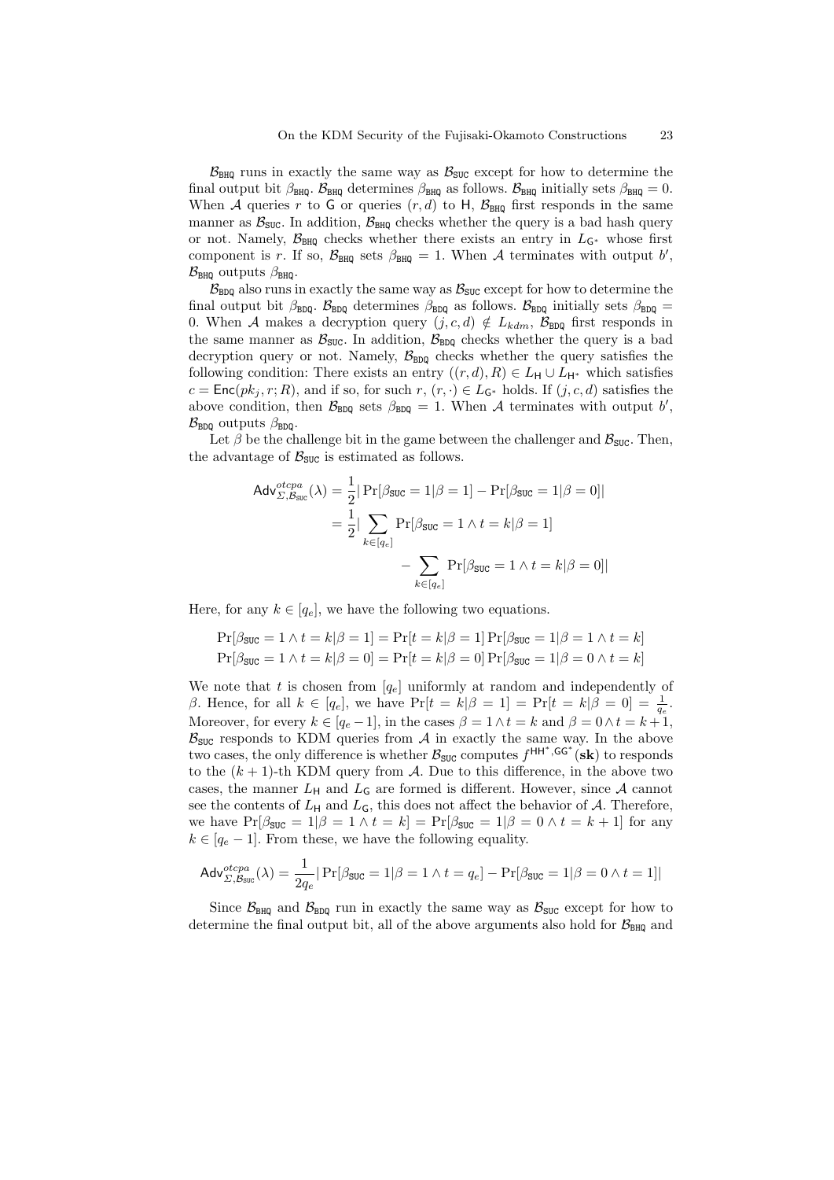$\mathcal{B}_{\mathtt{BHQ}}$ runs in exactly the same way as $\mathcal{B}_{\mathtt{SUC}}$ except for how to determine the final output bit $\beta_{\mathtt{BHQ}}$. $\mathcal{B}_{\mathtt{BHQ}}$ determines $\beta_{\mathtt{BHQ}}$ as follows. $\mathcal{B}_{\mathtt{BHQ}}$ initially sets $\beta_{\mathtt{BHQ}} = 0$. When $\mathcal{A}$ queries $r$ to $\mathsf{G}$ or queries $(r, d)$ to $\mathsf{H}$, $\mathcal{B}_{\mathtt{BHQ}}$ first responds in the same manner as $\mathcal{B}_{\mathtt{SUC}}$. In addition, $\mathcal{B}_{\mathtt{BHQ}}$ checks whether the query is a bad hash query or not. Namely, $\mathcal{B}_{\mathtt{BHQ}}$ checks whether there exists an entry in $L_{\mathsf{G}^*}$ whose first component is $r$. If so, $\mathcal{B}_{\mathtt{BHQ}}$ sets $\beta_{\mathtt{BHQ}} = 1$. When $\mathcal{A}$ terminates with output $b'$, $\mathcal{B}_{\mathtt{BHQ}}$ outputs $\beta_{\mathtt{BHQ}}$.

$\mathcal{B}_{\mathtt{BDQ}}$ also runs in exactly the same way as $\mathcal{B}_{\mathtt{SUC}}$ except for how to determine the final output bit $\beta_{\mathtt{BDQ}}$. $\mathcal{B}_{\mathtt{BDQ}}$ determines $\beta_{\mathtt{BDQ}}$ as follows. $\mathcal{B}_{\mathtt{BDQ}}$ initially sets $\beta_{\mathtt{BDQ}} = 0$. When $\mathcal{A}$ makes a decryption query $(j, c, d) \notin L_{kdm}$, $\mathcal{B}_{\mathtt{BDQ}}$ first responds in the same manner as $\mathcal{B}_{\mathtt{SUC}}$. In addition, $\mathcal{B}_{\mathtt{BDQ}}$ checks whether the query is a bad decryption query or not. Namely, $\mathcal{B}_{\mathtt{BDQ}}$ checks whether the query satisfies the following condition: There exists an entry $((r, d), R) \in L_{\mathsf{H}} \cup L_{\mathsf{H}^*}$ which satisfies $c = \mathsf{Enc}(pk_j, r; R)$, and if so, for such $r$, $(r, \cdot) \in L_{\mathsf{G}^*}$ holds. If $(j, c, d)$ satisfies the above condition, then $\mathcal{B}_{\mathtt{BDQ}}$ sets $\beta_{\mathtt{BDQ}} = 1$. When $\mathcal{A}$ terminates with output $b'$, $\mathcal{B}_{\mathtt{BDQ}}$ outputs $\beta_{\mathtt{BDQ}}$.

Let $\beta$ be the challenge bit in the game between the challenger and $\mathcal{B}_{\mathtt{SUC}}$. Then, the advantage of $\mathcal{B}_{\mathtt{SUC}}$ is estimated as follows.

$$
\begin{aligned}
\mathsf{Adv}^{otcpa}_{\Sigma,\mathcal{B}_{\mathtt{SUC}}}(\lambda) &= \frac{1}{2}|\Pr[\beta_{\mathtt{SUC}} = 1 | \beta = 1] - \Pr[\beta_{\mathtt{SUC}} = 1 | \beta = 0]| \\
&= \frac{1}{2}|\sum_{k \in [q_e]} \Pr[\beta_{\mathtt{SUC}} = 1 \wedge t = k | \beta = 1] \\
&\qquad - \sum_{k \in [q_e]} \Pr[\beta_{\mathtt{SUC}} = 1 \wedge t = k | \beta = 0]|
\end{aligned}
$$

Here, for any $k \in [q_e]$, we have the following two equations.

$$
\begin{aligned}
\Pr[\beta_{\mathtt{SUC}} = 1 \wedge t = k | \beta = 1] &= \Pr[t = k | \beta = 1] \Pr[\beta_{\mathtt{SUC}} = 1 | \beta = 1 \wedge t = k] \\
\Pr[\beta_{\mathtt{SUC}} = 1 \wedge t = k | \beta = 0] &= \Pr[t = k | \beta = 0] \Pr[\beta_{\mathtt{SUC}} = 1 | \beta = 0 \wedge t = k]
\end{aligned}
$$

We note that $t$ is chosen from $[q_e]$ uniformly at random and independently of $\beta$. Hence, for all $k \in [q_e]$, we have $\Pr[t = k | \beta = 1] = \Pr[t = k | \beta = 0] = \frac{1}{q_e}$. Moreover, for every $k \in [q_e - 1]$, in the cases $\beta = 1 \wedge t = k$ and $\beta = 0 \wedge t = k+1$, $\mathcal{B}_{\mathtt{SUC}}$ responds to KDM queries from $\mathcal{A}$ in exactly the same way. In the above two cases, the only difference is whether $\mathcal{B}_{\mathtt{SUC}}$ computes $f^{\mathsf{HH}^*,\mathsf{GG}^*}(\mathbf{sk})$ to responds to the $(k+1)$-th KDM query from $\mathcal{A}$. Due to this difference, in the above two cases, the manner $L_{\mathsf{H}}$ and $L_{\mathsf{G}}$ are formed is different. However, since $\mathcal{A}$ cannot see the contents of $L_{\mathsf{H}}$ and $L_{\mathsf{G}}$, this does not affect the behavior of $\mathcal{A}$. Therefore, we have $\Pr[\beta_{\mathtt{SUC}} = 1 | \beta = 1 \wedge t = k] = \Pr[\beta_{\mathtt{SUC}} = 1 | \beta = 0 \wedge t = k+1]$ for any $k \in [q_e - 1]$. From these, we have the following equality.

$$
\mathsf{Adv}^{otcpa}_{\Sigma,\mathcal{B}_{\mathtt{SUC}}}(\lambda) = \frac{1}{2q_e}|\Pr[\beta_{\mathtt{SUC}} = 1 | \beta = 1 \wedge t = q_e] - \Pr[\beta_{\mathtt{SUC}} = 1 | \beta = 0 \wedge t = 1]|
$$

Since $\mathcal{B}_{\mathtt{BHQ}}$ and $\mathcal{B}_{\mathtt{BDQ}}$ run in exactly the same way as $\mathcal{B}_{\mathtt{SUC}}$ except for how to determine the final output bit, all of the above arguments also hold for $\mathcal{B}_{\mathtt{BHQ}}$ and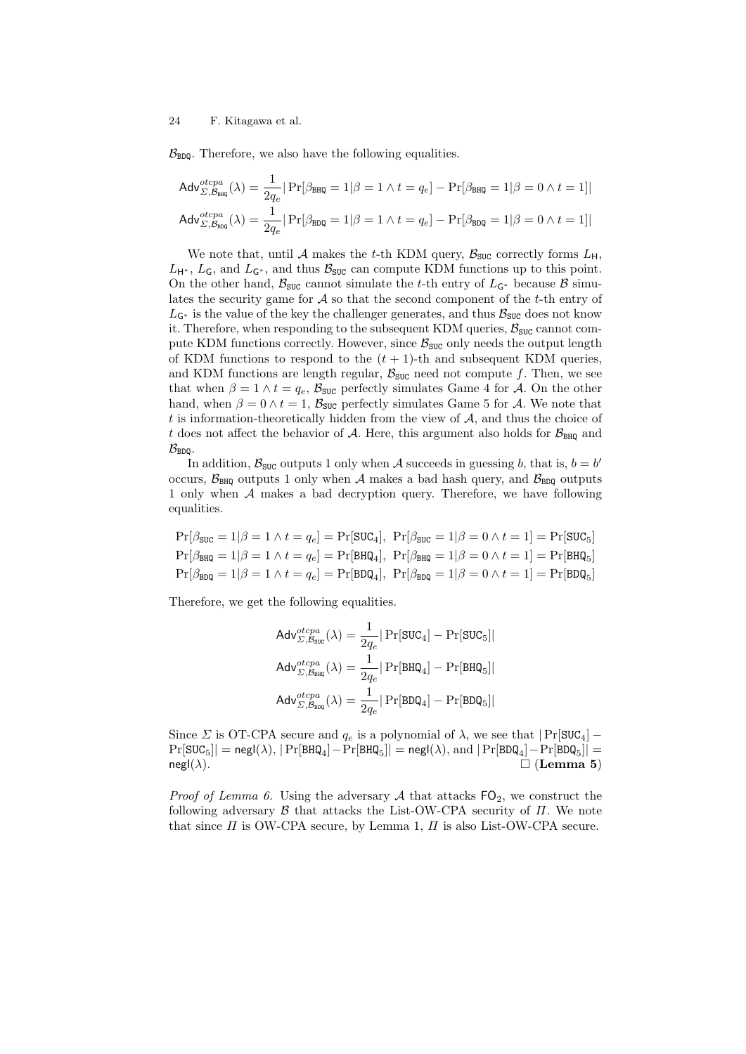$\mathcal{B}_{\mathtt{BDQ}}$. Therefore, we also have the following equalities.

$$\mathsf{Adv}^{otcpa}_{\Sigma,\mathcal{B}_{\mathtt{BHQ}}}(\lambda) = \frac{1}{2q_e}|\Pr[\beta_{\mathtt{BHQ}} = 1|\beta = 1 \wedge t = q_e] - \Pr[\beta_{\mathtt{BHQ}} = 1|\beta = 0 \wedge t = 1]|$$

$$\mathsf{Adv}^{otcpa}_{\Sigma,\mathcal{B}_{\mathtt{BDQ}}}(\lambda) = \frac{1}{2q_e}|\Pr[\beta_{\mathtt{BDQ}} = 1|\beta = 1 \wedge t = q_e] - \Pr[\beta_{\mathtt{BDQ}} = 1|\beta = 0 \wedge t = 1]|$$

We note that, until $\mathcal{A}$ makes the $t$-th KDM query, $\mathcal{B}_{\mathtt{SUC}}$ correctly forms $L_{\mathsf{H}}$, $L_{\mathsf{H}^*}$, $L_{\mathsf{G}}$, and $L_{\mathsf{G}^*}$, and thus $\mathcal{B}_{\mathtt{SUC}}$ can compute KDM functions up to this point. On the other hand, $\mathcal{B}_{\mathtt{SUC}}$ cannot simulate the $t$-th entry of $L_{\mathsf{G}^*}$ because $\mathcal{B}$ simulates the security game for $\mathcal{A}$ so that the second component of the $t$-th entry of $L_{\mathsf{G}^*}$ is the value of the key the challenger generates, and thus $\mathcal{B}_{\mathtt{SUC}}$ does not know it. Therefore, when responding to the subsequent KDM queries, $\mathcal{B}_{\mathtt{SUC}}$ cannot compute KDM functions correctly. However, since $\mathcal{B}_{\mathtt{SUC}}$ only needs the output length of KDM functions to respond to the $(t+1)$-th and subsequent KDM queries, and KDM functions are length regular, $\mathcal{B}_{\mathtt{SUC}}$ need not compute $f$. Then, we see that when $\beta = 1 \wedge t = q_e$, $\mathcal{B}_{\mathtt{SUC}}$ perfectly simulates Game 4 for $\mathcal{A}$. On the other hand, when $\beta = 0 \wedge t = 1$, $\mathcal{B}_{\mathtt{SUC}}$ perfectly simulates Game 5 for $\mathcal{A}$. We note that $t$ is information-theoretically hidden from the view of $\mathcal{A}$, and thus the choice of $t$ does not affect the behavior of $\mathcal{A}$. Here, this argument also holds for $\mathcal{B}_{\mathtt{BHQ}}$ and $\mathcal{B}_{\mathtt{BDQ}}$.

In addition, $\mathcal{B}_{\mathtt{SUC}}$ outputs 1 only when $\mathcal{A}$ succeeds in guessing $b$, that is, $b = b'$ occurs, $\mathcal{B}_{\mathtt{BHQ}}$ outputs 1 only when $\mathcal{A}$ makes a bad hash query, and $\mathcal{B}_{\mathtt{BDQ}}$ outputs 1 only when $\mathcal{A}$ makes a bad decryption query. Therefore, we have following equalities.

$$\Pr[\beta_{\mathtt{SUC}} = 1|\beta = 1 \wedge t = q_e] = \Pr[\mathtt{SUC}_4],\ \Pr[\beta_{\mathtt{SUC}} = 1|\beta = 0 \wedge t = 1] = \Pr[\mathtt{SUC}_5]$$
$$\Pr[\beta_{\mathtt{BHQ}} = 1|\beta = 1 \wedge t = q_e] = \Pr[\mathtt{BHQ}_4],\ \Pr[\beta_{\mathtt{BHQ}} = 1|\beta = 0 \wedge t = 1] = \Pr[\mathtt{BHQ}_5]$$
$$\Pr[\beta_{\mathtt{BDQ}} = 1|\beta = 1 \wedge t = q_e] = \Pr[\mathtt{BDQ}_4],\ \Pr[\beta_{\mathtt{BDQ}} = 1|\beta = 0 \wedge t = 1] = \Pr[\mathtt{BDQ}_5]$$

Therefore, we get the following equalities.

$$\mathsf{Adv}^{otcpa}_{\Sigma,\mathcal{B}_{\mathtt{SUC}}}(\lambda) = \frac{1}{2q_e}|\Pr[\mathtt{SUC}_4] - \Pr[\mathtt{SUC}_5]|$$
$$\mathsf{Adv}^{otcpa}_{\Sigma,\mathcal{B}_{\mathtt{BHQ}}}(\lambda) = \frac{1}{2q_e}|\Pr[\mathtt{BHQ}_4] - \Pr[\mathtt{BHQ}_5]|$$
$$\mathsf{Adv}^{otcpa}_{\Sigma,\mathcal{B}_{\mathtt{BDQ}}}(\lambda) = \frac{1}{2q_e}|\Pr[\mathtt{BDQ}_4] - \Pr[\mathtt{BDQ}_5]|$$

Since $\Sigma$ is OT-CPA secure and $q_e$ is a polynomial of $\lambda$, we see that $|\Pr[\mathtt{SUC}_4] - \Pr[\mathtt{SUC}_5]| = \mathsf{negl}(\lambda)$, $|\Pr[\mathtt{BHQ}_4] - \Pr[\mathtt{BHQ}_5]| = \mathsf{negl}(\lambda)$, and $|\Pr[\mathtt{BDQ}_4] - \Pr[\mathtt{BDQ}_5]| = \mathsf{negl}(\lambda)$. □ (**Lemma 5**)

*Proof of Lemma 6.* Using the adversary $\mathcal{A}$ that attacks $\mathsf{FO}_2$, we construct the following adversary $\mathcal{B}$ that attacks the List-OW-CPA security of $\Pi$. We note that since $\Pi$ is OW-CPA secure, by Lemma 1, $\Pi$ is also List-OW-CPA secure.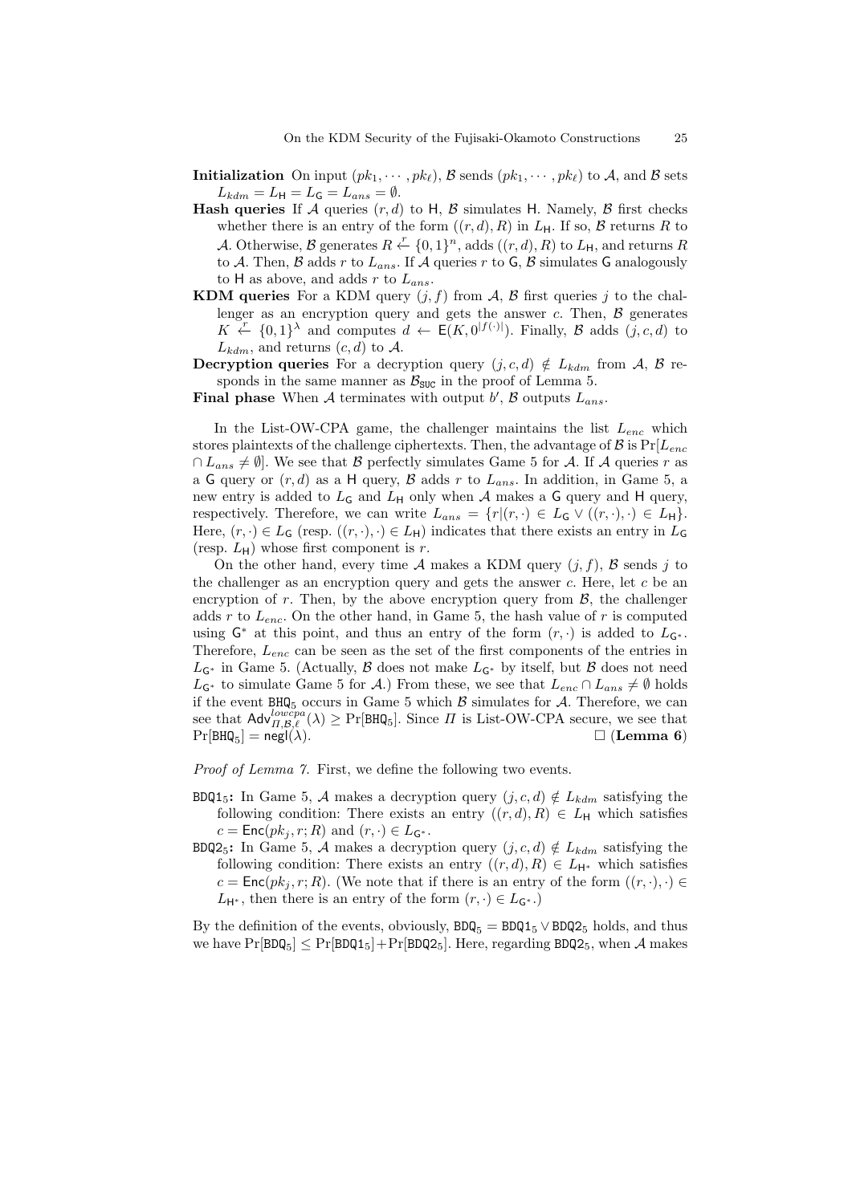**Initialization** On input $(pk_1, \cdots, pk_\ell)$, $\mathcal{B}$ sends $(pk_1, \cdots, pk_\ell)$ to $\mathcal{A}$, and $\mathcal{B}$ sets $L_{kdm} = L_\mathsf{H} = L_\mathsf{G} = L_{ans} = \emptyset$.

**Hash queries** If $\mathcal{A}$ queries $(r, d)$ to $\mathsf{H}$, $\mathcal{B}$ simulates $\mathsf{H}$. Namely, $\mathcal{B}$ first checks whether there is an entry of the form $((r, d), R)$ in $L_\mathsf{H}$. If so, $\mathcal{B}$ returns $R$ to $\mathcal{A}$. Otherwise, $\mathcal{B}$ generates $R \xleftarrow{r} \{0,1\}^n$, adds $((r, d), R)$ to $L_\mathsf{H}$, and returns $R$ to $\mathcal{A}$. Then, $\mathcal{B}$ adds $r$ to $L_{ans}$. If $\mathcal{A}$ queries $r$ to $\mathsf{G}$, $\mathcal{B}$ simulates $\mathsf{G}$ analogously to $\mathsf{H}$ as above, and adds $r$ to $L_{ans}$.

**KDM queries** For a KDM query $(j, f)$ from $\mathcal{A}$, $\mathcal{B}$ first queries $j$ to the challenger as an encryption query and gets the answer $c$. Then, $\mathcal{B}$ generates $K \xleftarrow{r} \{0,1\}^\lambda$ and computes $d \leftarrow \mathsf{E}(K, 0^{|f(\cdot)|})$. Finally, $\mathcal{B}$ adds $(j, c, d)$ to $L_{kdm}$, and returns $(c, d)$ to $\mathcal{A}$.

**Decryption queries** For a decryption query $(j, c, d) \notin L_{kdm}$ from $\mathcal{A}$, $\mathcal{B}$ responds in the same manner as $\mathcal{B}_{\mathsf{SUC}}$ in the proof of Lemma 5.

**Final phase** When $\mathcal{A}$ terminates with output $b'$, $\mathcal{B}$ outputs $L_{ans}$.

In the List-OW-CPA game, the challenger maintains the list $L_{enc}$ which stores plaintexts of the challenge ciphertexts. Then, the advantage of $\mathcal{B}$ is $\Pr[L_{enc} \cap L_{ans} \neq \emptyset]$. We see that $\mathcal{B}$ perfectly simulates Game 5 for $\mathcal{A}$. If $\mathcal{A}$ queries $r$ as a $\mathsf{G}$ query or $(r, d)$ as a $\mathsf{H}$ query, $\mathcal{B}$ adds $r$ to $L_{ans}$. In addition, in Game 5, a new entry is added to $L_\mathsf{G}$ and $L_\mathsf{H}$ only when $\mathcal{A}$ makes a $\mathsf{G}$ query and $\mathsf{H}$ query, respectively. Therefore, we can write $L_{ans} = \{r | (r, \cdot) \in L_\mathsf{G} \vee ((r, \cdot), \cdot) \in L_\mathsf{H}\}$. Here, $(r, \cdot) \in L_\mathsf{G}$ (resp. $((r, \cdot), \cdot) \in L_\mathsf{H}$) indicates that there exists an entry in $L_\mathsf{G}$ (resp. $L_\mathsf{H}$) whose first component is $r$.

On the other hand, every time $\mathcal{A}$ makes a KDM query $(j, f)$, $\mathcal{B}$ sends $j$ to the challenger as an encryption query and gets the answer $c$. Here, let $c$ be an encryption of $r$. Then, by the above encryption query from $\mathcal{B}$, the challenger adds $r$ to $L_{enc}$. On the other hand, in Game 5, the hash value of $r$ is computed using $\mathsf{G}^*$ at this point, and thus an entry of the form $(r, \cdot)$ is added to $L_{\mathsf{G}^*}$. Therefore, $L_{enc}$ can be seen as the set of the first components of the entries in $L_{\mathsf{G}^*}$ in Game 5. (Actually, $\mathcal{B}$ does not make $L_{\mathsf{G}^*}$ by itself, but $\mathcal{B}$ does not need $L_{\mathsf{G}^*}$ to simulate Game 5 for $\mathcal{A}$.) From these, we see that $L_{enc} \cap L_{ans} \neq \emptyset$ holds if the event $\mathtt{BHQ}_5$ occurs in Game 5 which $\mathcal{B}$ simulates for $\mathcal{A}$. Therefore, we can see that $\mathsf{Adv}^{lowcpa}_{\Pi,\mathcal{B},\ell}(\lambda) \geq \Pr[\mathtt{BHQ}_5]$. Since $\Pi$ is List-OW-CPA secure, we see that $\Pr[\mathtt{BHQ}_5] = \mathsf{negl}(\lambda)$. □ (**Lemma 6**)

*Proof of Lemma 7.* First, we define the following two events.

$\mathtt{BDQ1}_5$**:** In Game 5, $\mathcal{A}$ makes a decryption query $(j, c, d) \notin L_{kdm}$ satisfying the following condition: There exists an entry $((r, d), R) \in L_\mathsf{H}$ which satisfies $c = \mathsf{Enc}(pk_j, r; R)$ and $(r, \cdot) \in L_{\mathsf{G}^*}$.

$\mathtt{BDQ2}_5$**:** In Game 5, $\mathcal{A}$ makes a decryption query $(j, c, d) \notin L_{kdm}$ satisfying the following condition: There exists an entry $((r, d), R) \in L_{\mathsf{H}^*}$ which satisfies $c = \mathsf{Enc}(pk_j, r; R)$. (We note that if there is an entry of the form $((r, \cdot), \cdot) \in L_{\mathsf{H}^*}$, then there is an entry of the form $(r, \cdot) \in L_{\mathsf{G}^*}$.)

By the definition of the events, obviously, $\mathtt{BDQ}_5 = \mathtt{BDQ1}_5 \vee \mathtt{BDQ2}_5$ holds, and thus we have $\Pr[\mathtt{BDQ}_5] \leq \Pr[\mathtt{BDQ1}_5] + \Pr[\mathtt{BDQ2}_5]$. Here, regarding $\mathtt{BDQ2}_5$, when $\mathcal{A}$ makes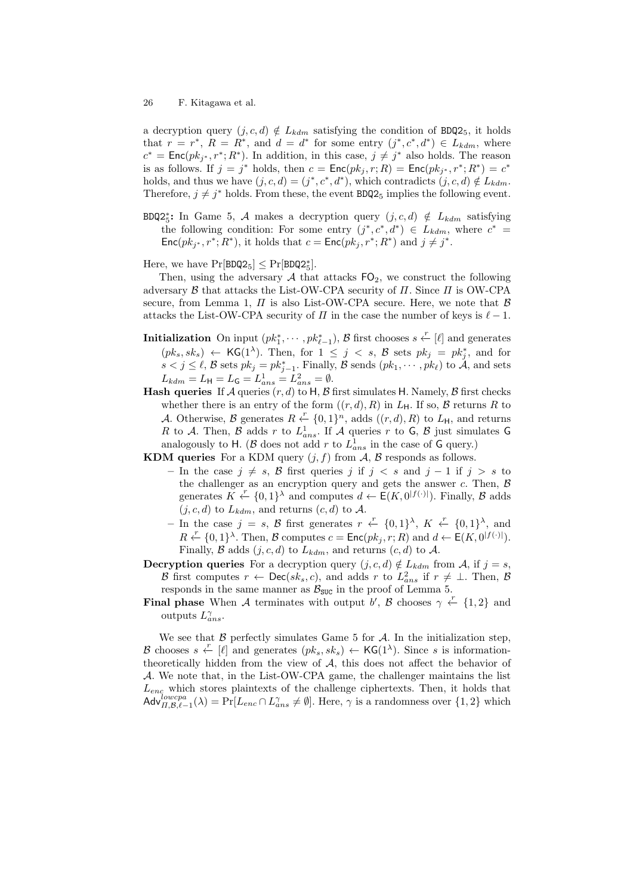a decryption query $(j, c, d) \notin L_{kdm}$ satisfying the condition of $\mathsf{BDQ2}_5$, it holds that $r = r^*$, $R = R^*$, and $d = d^*$ for some entry $(j^*, c^*, d^*) \in L_{kdm}$, where $c^* = \mathsf{Enc}(pk_{j^*}, r^*; R^*)$. In addition, in this case, $j \neq j^*$ also holds. The reason is as follows. If $j = j^*$ holds, then $c = \mathsf{Enc}(pk_j, r; R) = \mathsf{Enc}(pk_{j^*}, r^*; R^*) = c^*$ holds, and thus we have $(j, c, d) = (j^*, c^*, d^*)$, which contradicts $(j, c, d) \notin L_{kdm}$. Therefore, $j \neq j^*$ holds. From these, the event $\mathsf{BDQ2}_5$ implies the following event.

$\mathsf{BDQ2}_5^*$**:** In Game 5, $\mathcal{A}$ makes a decryption query $(j, c, d) \notin L_{kdm}$ satisfying the following condition: For some entry $(j^*, c^*, d^*) \in L_{kdm}$, where $c^* = \mathsf{Enc}(pk_{j^*}, r^*; R^*)$, it holds that $c = \mathsf{Enc}(pk_j, r^*; R^*)$ and $j \neq j^*$.

Here, we have $\Pr[\mathsf{BDQ2}_5] \leq \Pr[\mathsf{BDQ2}_5^*]$.

Then, using the adversary $\mathcal{A}$ that attacks $\mathsf{FO}_2$, we construct the following adversary $\mathcal{B}$ that attacks the List-OW-CPA security of $\Pi$. Since $\Pi$ is OW-CPA secure, from Lemma 1, $\Pi$ is also List-OW-CPA secure. Here, we note that $\mathcal{B}$ attacks the List-OW-CPA security of $\Pi$ in the case the number of keys is $\ell - 1$.

**Initialization** On input $(pk_1^*, \cdots, pk_{\ell-1}^*)$, $\mathcal{B}$ first chooses $s \xleftarrow{r} [\ell]$ and generates $(pk_s, sk_s) \leftarrow \mathsf{KG}(1^\lambda)$. Then, for $1 \leq j < s$, $\mathcal{B}$ sets $pk_j = pk_j^*$, and for $s < j \leq \ell$, $\mathcal{B}$ sets $pk_j = pk_{j-1}^*$. Finally, $\mathcal{B}$ sends $(pk_1, \cdots, pk_\ell)$ to $\mathcal{A}$, and sets $L_{kdm} = L_{\mathsf{H}} = L_{\mathsf{G}} = L_{ans}^1 = L_{ans}^2 = \emptyset$.

**Hash queries** If $\mathcal{A}$ queries $(r, d)$ to $\mathsf{H}$, $\mathcal{B}$ first simulates $\mathsf{H}$. Namely, $\mathcal{B}$ first checks whether there is an entry of the form $((r, d), R)$ in $L_{\mathsf{H}}$. If so, $\mathcal{B}$ returns $R$ to $\mathcal{A}$. Otherwise, $\mathcal{B}$ generates $R \xleftarrow{r} \{0,1\}^n$, adds $((r, d), R)$ to $L_{\mathsf{H}}$, and returns $R$ to $\mathcal{A}$. Then, $\mathcal{B}$ adds $r$ to $L_{ans}^1$. If $\mathcal{A}$ queries $r$ to $\mathsf{G}$, $\mathcal{B}$ just simulates $\mathsf{G}$ analogously to $\mathsf{H}$. ($\mathcal{B}$ does not add $r$ to $L_{ans}^1$ in the case of $\mathsf{G}$ query.)

**KDM queries** For a KDM query $(j, f)$ from $\mathcal{A}$, $\mathcal{B}$ responds as follows.

- In the case $j \neq s$, $\mathcal{B}$ first queries $j$ if $j < s$ and $j - 1$ if $j > s$ to the challenger as an encryption query and gets the answer $c$. Then, $\mathcal{B}$ generates $K \xleftarrow{r} \{0,1\}^\lambda$ and computes $d \leftarrow \mathsf{E}(K, 0^{|f(\cdot)|})$. Finally, $\mathcal{B}$ adds $(j, c, d)$ to $L_{kdm}$, and returns $(c, d)$ to $\mathcal{A}$.
- In the case $j = s$, $\mathcal{B}$ first generates $r \xleftarrow{r} \{0,1\}^\lambda$, $K \xleftarrow{r} \{0,1\}^\lambda$, and $R \xleftarrow{r} \{0,1\}^\lambda$. Then, $\mathcal{B}$ computes $c = \mathsf{Enc}(pk_j, r; R)$ and $d \leftarrow \mathsf{E}(K, 0^{|f(\cdot)|})$. Finally, $\mathcal{B}$ adds $(j, c, d)$ to $L_{kdm}$, and returns $(c, d)$ to $\mathcal{A}$.

**Decryption queries** For a decryption query $(j, c, d) \notin L_{kdm}$ from $\mathcal{A}$, if $j = s$, $\mathcal{B}$ first computes $r \leftarrow \mathsf{Dec}(sk_s, c)$, and adds $r$ to $L_{ans}^2$ if $r \neq \bot$. Then, $\mathcal{B}$ responds in the same manner as $\mathcal{B}_{\mathsf{SUC}}$ in the proof of Lemma 5.

**Final phase** When $\mathcal{A}$ terminates with output $b'$, $\mathcal{B}$ chooses $\gamma \xleftarrow{r} \{1, 2\}$ and outputs $L_{ans}^\gamma$.

We see that $\mathcal{B}$ perfectly simulates Game 5 for $\mathcal{A}$. In the initialization step, $\mathcal{B}$ chooses $s \xleftarrow{r} [\ell]$ and generates $(pk_s, sk_s) \leftarrow \mathsf{KG}(1^\lambda)$. Since $s$ is information-theoretically hidden from the view of $\mathcal{A}$, this does not affect the behavior of $\mathcal{A}$. We note that, in the List-OW-CPA game, the challenger maintains the list $L_{enc}$ which stores plaintexts of the challenge ciphertexts. Then, it holds that $\mathsf{Adv}_{\Pi,\mathcal{B},\ell-1}^{lowcpa}(\lambda) = \Pr[L_{enc} \cap L_{ans}^\gamma \neq \emptyset]$. Here, $\gamma$ is a randomness over $\{1, 2\}$ which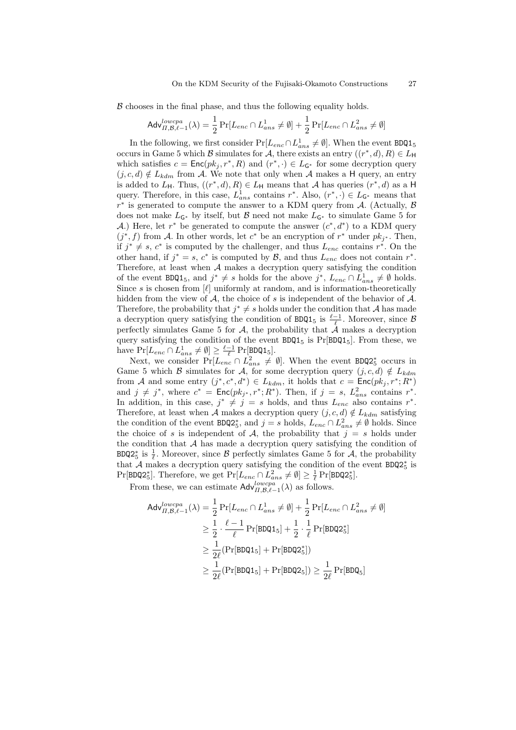$\mathcal{B}$ chooses in the final phase, and thus the following equality holds.

$$\mathsf{Adv}^{lowcpa}_{\Pi,\mathcal{B},\ell-1}(\lambda) = \frac{1}{2}\Pr[L_{enc} \cap L^1_{ans} \neq \emptyset] + \frac{1}{2}\Pr[L_{enc} \cap L^2_{ans} \neq \emptyset]$$

In the following, we first consider $\Pr[L_{enc} \cap L^1_{ans} \neq \emptyset]$. When the event $\mathtt{BDQ1}_5$ occurs in Game 5 which $\mathcal{B}$ simulates for $\mathcal{A}$, there exists an entry $((r^*, d), R) \in L_{\mathsf{H}}$ which satisfies $c = \mathsf{Enc}(pk_j, r^*, R)$ and $(r^*, \cdot) \in L_{\mathsf{G}^*}$ for some decryption query $(j, c, d) \notin L_{kdm}$ from $\mathcal{A}$. We note that only when $\mathcal{A}$ makes a $\mathsf{H}$ query, an entry is added to $L_{\mathsf{H}}$. Thus, $((r^*, d), R) \in L_{\mathsf{H}}$ means that $\mathcal{A}$ has queries $(r^*, d)$ as a $\mathsf{H}$ query. Therefore, in this case, $L^1_{ans}$ contains $r^*$. Also, $(r^*, \cdot) \in L_{\mathsf{G}^*}$ means that $r^*$ is generated to compute the answer to a KDM query from $\mathcal{A}$. (Actually, $\mathcal{B}$ does not make $L_{\mathsf{G}^*}$ by itself, but $\mathcal{B}$ need not make $L_{\mathsf{G}^*}$ to simulate Game 5 for $\mathcal{A}$.) Here, let $r^*$ be generated to compute the answer $(c^*, d^*)$ to a KDM query $(j^*, f)$ from $\mathcal{A}$. In other words, let $c^*$ be an encryption of $r^*$ under $pk_{j^*}$. Then, if $j^* \neq s$, $c^*$ is computed by the challenger, and thus $L_{enc}$ contains $r^*$. On the other hand, if $j^* = s$, $c^*$ is computed by $\mathcal{B}$, and thus $L_{enc}$ does not contain $r^*$. Therefore, at least when $\mathcal{A}$ makes a decryption query satisfying the condition of the event $\mathtt{BDQ1}_5$, and $j^* \neq s$ holds for the above $j^*$, $L_{enc} \cap L^1_{ans} \neq \emptyset$ holds. Since $s$ is chosen from $[\ell]$ uniformly at random, and is information-theoretically hidden from the view of $\mathcal{A}$, the choice of $s$ is independent of the behavior of $\mathcal{A}$. Therefore, the probability that $j^* \neq s$ holds under the condition that $\mathcal{A}$ has made a decryption query satisfying the condition of $\mathtt{BDQ1}_5$ is $\frac{\ell-1}{\ell}$. Moreover, since $\mathcal{B}$ perfectly simulates Game 5 for $\mathcal{A}$, the probability that $\mathcal{A}$ makes a decryption query satisfying the condition of the event $\mathtt{BDQ1}_5$ is $\Pr[\mathtt{BDQ1}_5]$. From these, we have $\Pr[L_{enc} \cap L^1_{ans} \neq \emptyset] \geq \frac{\ell-1}{\ell}\Pr[\mathtt{BDQ1}_5]$.

Next, we consider $\Pr[L_{enc} \cap L^2_{ans} \neq \emptyset]$. When the event $\mathtt{BDQ2}^*_5$ occurs in Game 5 which $\mathcal{B}$ simulates for $\mathcal{A}$, for some decryption query $(j, c, d) \notin L_{kdm}$ from $\mathcal{A}$ and some entry $(j^*, c^*, d^*) \in L_{kdm}$, it holds that $c = \mathsf{Enc}(pk_j, r^*; R^*)$ and $j \neq j^*$, where $c^* = \mathsf{Enc}(pk_{j^*}, r^*; R^*)$. Then, if $j = s$, $L^2_{ans}$ contains $r^*$. In addition, in this case, $j^* \neq j = s$ holds, and thus $L_{enc}$ also contains $r^*$. Therefore, at least when $\mathcal{A}$ makes a decryption query $(j, c, d) \notin L_{kdm}$ satisfying the condition of the event $\mathtt{BDQ2}^*_5$, and $j = s$ holds, $L_{enc} \cap L^2_{ans} \neq \emptyset$ holds. Since the choice of $s$ is independent of $\mathcal{A}$, the probability that $j = s$ holds under the condition that $\mathcal{A}$ has made a decryption query satisfying the condition of $\mathtt{BDQ2}^*_5$ is $\frac{1}{\ell}$. Moreover, since $\mathcal{B}$ perfectly simlates Game 5 for $\mathcal{A}$, the probability that $\mathcal{A}$ makes a decryption query satisfying the condition of the event $\mathtt{BDQ2}^*_5$ is $\Pr[\mathtt{BDQ2}^*_5]$. Therefore, we get $\Pr[L_{enc} \cap L^2_{ans} \neq \emptyset] \geq \frac{1}{\ell}\Pr[\mathtt{BDQ2}^*_5]$.

From these, we can estimate $\mathsf{Adv}^{lowcpa}_{\Pi,\mathcal{B},\ell-1}(\lambda)$ as follows.

$$\begin{aligned}
\mathsf{Adv}^{lowcpa}_{\Pi,\mathcal{B},\ell-1}(\lambda) &= \frac{1}{2}\Pr[L_{enc} \cap L^1_{ans} \neq \emptyset] + \frac{1}{2}\Pr[L_{enc} \cap L^2_{ans} \neq \emptyset] \\
&\geq \frac{1}{2} \cdot \frac{\ell-1}{\ell}\Pr[\mathtt{BDQ1}_5] + \frac{1}{2} \cdot \frac{1}{\ell}\Pr[\mathtt{BDQ2}^*_5] \\
&\geq \frac{1}{2\ell}(\Pr[\mathtt{BDQ1}_5] + \Pr[\mathtt{BDQ2}^*_5]) \\
&\geq \frac{1}{2\ell}(\Pr[\mathtt{BDQ1}_5] + \Pr[\mathtt{BDQ2}_5]) \geq \frac{1}{2\ell}\Pr[\mathtt{BDQ}_5]
\end{aligned}$$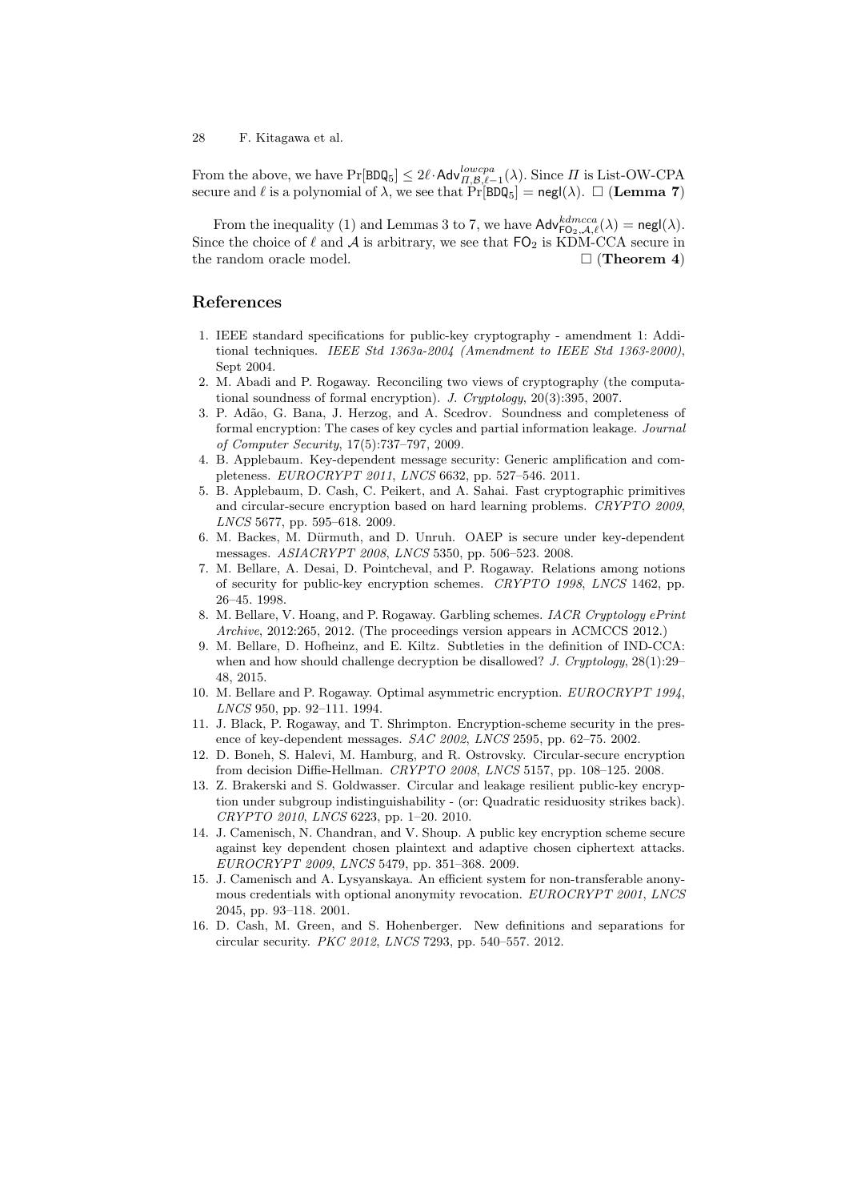From the above, we have $\Pr[\mathtt{BDQ}_5] \leq 2\ell \cdot \mathsf{Adv}^{lowcpa}_{\Pi,\mathcal{B},\ell-1}(\lambda)$. Since $\Pi$ is List-OW-CPA secure and $\ell$ is a polynomial of $\lambda$, we see that $\Pr[\mathtt{BDQ}_5] = \mathsf{negl}(\lambda)$. $\square$ (**Lemma 7**)

From the inequality (1) and Lemmas 3 to 7, we have $\mathsf{Adv}^{kdmcca}_{\mathsf{FO}_2,\mathcal{A},\ell}(\lambda) = \mathsf{negl}(\lambda)$. Since the choice of $\ell$ and $\mathcal{A}$ is arbitrary, we see that $\mathsf{FO}_2$ is KDM-CCA secure in the random oracle model. $\square$ (**Theorem 4**)

## References

1. IEEE standard specifications for public-key cryptography - amendment 1: Additional techniques. *IEEE Std 1363a-2004 (Amendment to IEEE Std 1363-2000)*, Sept 2004.
2. M. Abadi and P. Rogaway. Reconciling two views of cryptography (the computational soundness of formal encryption). *J. Cryptology*, 20(3):395, 2007.
3. P. Adão, G. Bana, J. Herzog, and A. Scedrov. Soundness and completeness of formal encryption: The cases of key cycles and partial information leakage. *Journal of Computer Security*, 17(5):737–797, 2009.
4. B. Applebaum. Key-dependent message security: Generic amplification and completeness. *EUROCRYPT 2011*, *LNCS* 6632, pp. 527–546. 2011.
5. B. Applebaum, D. Cash, C. Peikert, and A. Sahai. Fast cryptographic primitives and circular-secure encryption based on hard learning problems. *CRYPTO 2009*, *LNCS* 5677, pp. 595–618. 2009.
6. M. Backes, M. Dürmuth, and D. Unruh. OAEP is secure under key-dependent messages. *ASIACRYPT 2008*, *LNCS* 5350, pp. 506–523. 2008.
7. M. Bellare, A. Desai, D. Pointcheval, and P. Rogaway. Relations among notions of security for public-key encryption schemes. *CRYPTO 1998*, *LNCS* 1462, pp. 26–45. 1998.
8. M. Bellare, V. Hoang, and P. Rogaway. Garbling schemes. *IACR Cryptology ePrint Archive*, 2012:265, 2012. (The proceedings version appears in ACMCCS 2012.)
9. M. Bellare, D. Hofheinz, and E. Kiltz. Subtleties in the definition of IND-CCA: when and how should challenge decryption be disallowed? *J. Cryptology*, 28(1):29–48, 2015.
10. M. Bellare and P. Rogaway. Optimal asymmetric encryption. *EUROCRYPT 1994*, *LNCS* 950, pp. 92–111. 1994.
11. J. Black, P. Rogaway, and T. Shrimpton. Encryption-scheme security in the presence of key-dependent messages. *SAC 2002*, *LNCS* 2595, pp. 62–75. 2002.
12. D. Boneh, S. Halevi, M. Hamburg, and R. Ostrovsky. Circular-secure encryption from decision Diffie-Hellman. *CRYPTO 2008*, *LNCS* 5157, pp. 108–125. 2008.
13. Z. Brakerski and S. Goldwasser. Circular and leakage resilient public-key encryption under subgroup indistinguishability - (or: Quadratic residuosity strikes back). *CRYPTO 2010*, *LNCS* 6223, pp. 1–20. 2010.
14. J. Camenisch, N. Chandran, and V. Shoup. A public key encryption scheme secure against key dependent chosen plaintext and adaptive chosen ciphertext attacks. *EUROCRYPT 2009*, *LNCS* 5479, pp. 351–368. 2009.
15. J. Camenisch and A. Lysyanskaya. An efficient system for non-transferable anonymous credentials with optional anonymity revocation. *EUROCRYPT 2001*, *LNCS* 2045, pp. 93–118. 2001.
16. D. Cash, M. Green, and S. Hohenberger. New definitions and separations for circular security. *PKC 2012*, *LNCS* 7293, pp. 540–557. 2012.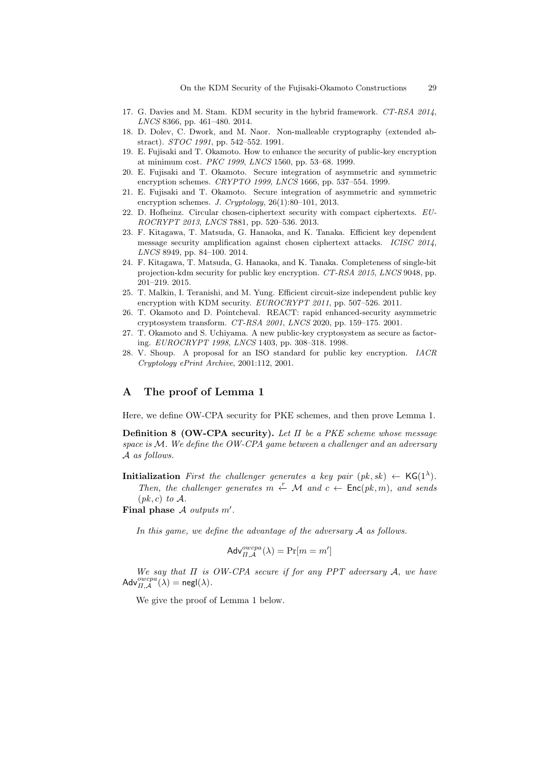17. G. Davies and M. Stam. KDM security in the hybrid framework. *CT-RSA 2014*, *LNCS* 8366, pp. 461–480. 2014.
18. D. Dolev, C. Dwork, and M. Naor. Non-malleable cryptography (extended abstract). *STOC 1991*, pp. 542–552. 1991.
19. E. Fujisaki and T. Okamoto. How to enhance the security of public-key encryption at minimum cost. *PKC 1999*, *LNCS* 1560, pp. 53–68. 1999.
20. E. Fujisaki and T. Okamoto. Secure integration of asymmetric and symmetric encryption schemes. *CRYPTO 1999*, *LNCS* 1666, pp. 537–554. 1999.
21. E. Fujisaki and T. Okamoto. Secure integration of asymmetric and symmetric encryption schemes. *J. Cryptology*, 26(1):80–101, 2013.
22. D. Hofheinz. Circular chosen-ciphertext security with compact ciphertexts. *EUROCRYPT 2013*, *LNCS* 7881, pp. 520–536. 2013.
23. F. Kitagawa, T. Matsuda, G. Hanaoka, and K. Tanaka. Efficient key dependent message security amplification against chosen ciphertext attacks. *ICISC 2014*, *LNCS* 8949, pp. 84–100. 2014.
24. F. Kitagawa, T. Matsuda, G. Hanaoka, and K. Tanaka. Completeness of single-bit projection-kdm security for public key encryption. *CT-RSA 2015*, *LNCS* 9048, pp. 201–219. 2015.
25. T. Malkin, I. Teranishi, and M. Yung. Efficient circuit-size independent public key encryption with KDM security. *EUROCRYPT 2011*, pp. 507–526. 2011.
26. T. Okamoto and D. Pointcheval. REACT: rapid enhanced-security asymmetric cryptosystem transform. *CT-RSA 2001*, *LNCS* 2020, pp. 159–175. 2001.
27. T. Okamoto and S. Uchiyama. A new public-key cryptosystem as secure as factoring. *EUROCRYPT 1998*, *LNCS* 1403, pp. 308–318. 1998.
28. V. Shoup. A proposal for an ISO standard for public key encryption. *IACR Cryptology ePrint Archive*, 2001:112, 2001.

## A The proof of Lemma 1

Here, we define OW-CPA security for PKE schemes, and then prove Lemma 1.

**Definition 8 (OW-CPA security).** *Let $\Pi$ be a PKE scheme whose message space is $\mathcal{M}$. We define the OW-CPA game between a challenger and an adversary $\mathcal{A}$ as follows.*

**Initialization** *First the challenger generates a key pair $(pk, sk) \leftarrow \mathsf{KG}(1^\lambda)$. Then, the challenger generates $m \xleftarrow{r} \mathcal{M}$ and $c \leftarrow \mathsf{Enc}(pk, m)$, and sends $(pk, c)$ to $\mathcal{A}$.*

**Final phase** *$\mathcal{A}$ outputs $m'$.*

*In this game, we define the advantage of the adversary $\mathcal{A}$ as follows.*

$$\mathsf{Adv}^{owcpa}_{\Pi,\mathcal{A}}(\lambda) = \Pr[m = m']$$

*We say that $\Pi$ is OW-CPA secure if for any PPT adversary $\mathcal{A}$, we have $\mathsf{Adv}^{owcpa}_{\Pi,\mathcal{A}}(\lambda) = \mathsf{negl}(\lambda)$.*

We give the proof of Lemma 1 below.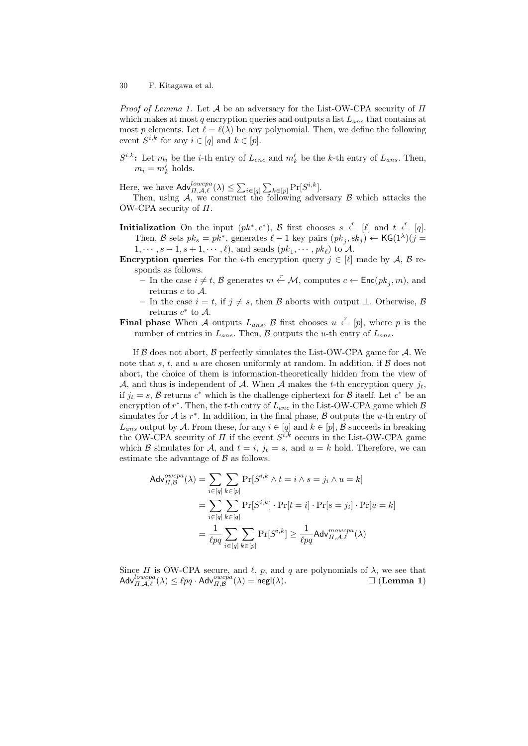*Proof of Lemma 1.* Let $\mathcal{A}$ be an adversary for the List-OW-CPA security of $\Pi$ which makes at most $q$ encryption queries and outputs a list $L_{ans}$ that contains at most $p$ elements. Let $\ell = \ell(\lambda)$ be any polynomial. Then, we define the following event $S^{i,k}$ for any $i \in [q]$ and $k \in [p]$.

**$S^{i,k}$:** Let $m_i$ be the $i$-th entry of $L_{enc}$ and $m'_k$ be the $k$-th entry of $L_{ans}$. Then, $m_i = m'_k$ holds.

Here, we have $\mathsf{Adv}^{lowcpa}_{\Pi,\mathcal{A},\ell}(\lambda) \leq \sum_{i\in[q]} \sum_{k\in[p]} \Pr[S^{i,k}]$.

Then, using $\mathcal{A}$, we construct the following adversary $\mathcal{B}$ which attacks the OW-CPA security of $\Pi$.

**Initialization** On the input $(pk^*, c^*)$, $\mathcal{B}$ first chooses $s \xleftarrow{r} [\ell]$ and $t \xleftarrow{r} [q]$. Then, $\mathcal{B}$ sets $pk_s = pk^*$, generates $\ell - 1$ key pairs $(pk_j, sk_j) \leftarrow \mathsf{KG}(1^\lambda)(j = 1, \cdots, s-1, s+1, \cdots, \ell)$, and sends $(pk_1, \cdots, pk_\ell)$ to $\mathcal{A}$.

**Encryption queries** For the $i$-th encryption query $j \in [\ell]$ made by $\mathcal{A}$, $\mathcal{B}$ responds as follows.
- In the case $i \neq t$, $\mathcal{B}$ generates $m \xleftarrow{r} \mathcal{M}$, computes $c \leftarrow \mathsf{Enc}(pk_j, m)$, and returns $c$ to $\mathcal{A}$.
- In the case $i = t$, if $j \neq s$, then $\mathcal{B}$ aborts with output $\perp$. Otherwise, $\mathcal{B}$ returns $c^*$ to $\mathcal{A}$.

**Final phase** When $\mathcal{A}$ outputs $L_{ans}$, $\mathcal{B}$ first chooses $u \xleftarrow{r} [p]$, where $p$ is the number of entries in $L_{ans}$. Then, $\mathcal{B}$ outputs the $u$-th entry of $L_{ans}$.

If $\mathcal{B}$ does not abort, $\mathcal{B}$ perfectly simulates the List-OW-CPA game for $\mathcal{A}$. We note that $s$, $t$, and $u$ are chosen uniformly at random. In addition, if $\mathcal{B}$ does not abort, the choice of them is information-theoretically hidden from the view of $\mathcal{A}$, and thus is independent of $\mathcal{A}$. When $\mathcal{A}$ makes the $t$-th encryption query $j_t$, if $j_t = s$, $\mathcal{B}$ returns $c^*$ which is the challenge ciphertext for $\mathcal{B}$ itself. Let $c^*$ be an encryption of $r^*$. Then, the $t$-th entry of $L_{enc}$ in the List-OW-CPA game which $\mathcal{B}$ simulates for $\mathcal{A}$ is $r^*$. In addition, in the final phase, $\mathcal{B}$ outputs the $u$-th entry of $L_{ans}$ output by $\mathcal{A}$. From these, for any $i \in [q]$ and $k \in [p]$, $\mathcal{B}$ succeeds in breaking the OW-CPA security of $\Pi$ if the event $S^{i,k}$ occurs in the List-OW-CPA game which $\mathcal{B}$ simulates for $\mathcal{A}$, and $t = i$, $j_t = s$, and $u = k$ hold. Therefore, we can estimate the advantage of $\mathcal{B}$ as follows.

$$
\begin{aligned}
\mathsf{Adv}^{owcpa}_{\Pi,\mathcal{B}}(\lambda) &= \sum_{i\in[q]} \sum_{k\in[p]} \Pr[S^{i,k} \wedge t = i \wedge s = j_i \wedge u = k] \\
&= \sum_{i\in[q]} \sum_{k\in[q]} \Pr[S^{i,k}] \cdot \Pr[t = i] \cdot \Pr[s = j_i] \cdot \Pr[u = k] \\
&= \frac{1}{\ell pq} \sum_{i\in[q]} \sum_{k\in[p]} \Pr[S^{i,k}] \geq \frac{1}{\ell pq} \mathsf{Adv}^{mowcpa}_{\Pi,\mathcal{A},\ell}(\lambda)
\end{aligned}
$$

Since $\Pi$ is OW-CPA secure, and $\ell$, $p$, and $q$ are polynomials of $\lambda$, we see that $\mathsf{Adv}^{lowcpa}_{\Pi,\mathcal{A},\ell}(\lambda) \leq \ell pq \cdot \mathsf{Adv}^{owcpa}_{\Pi,\mathcal{B}}(\lambda) = \mathsf{negl}(\lambda)$. $\square$ (**Lemma 1**)